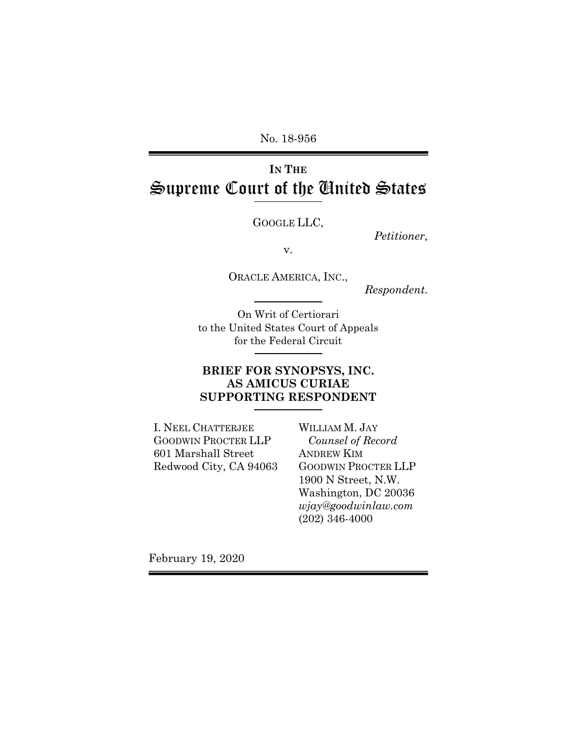No. 18-956

# IN THE Supreme Court of the United States

GOOGLE LLC,

*Petitioner,*

v.

ORACLE AMERICA, INC.,

*Respondent.*

On Writ of Certiorari
to the United States Court of Appeals
for the Federal Circuit

## BRIEF FOR SYNOPSYS, INC. AS AMICUS CURIAE SUPPORTING RESPONDENT

I. NEEL CHATTERJEE
GOODWIN PROCTER LLP
601 Marshall Street
Redwood City, CA 94063

WILLIAM M. JAY
*Counsel of Record*
ANDREW KIM
GOODWIN PROCTER LLP
1900 N Street, N.W.
Washington, DC 20036
*wjay@goodwinlaw.com*
(202) 346-4000

February 19, 2020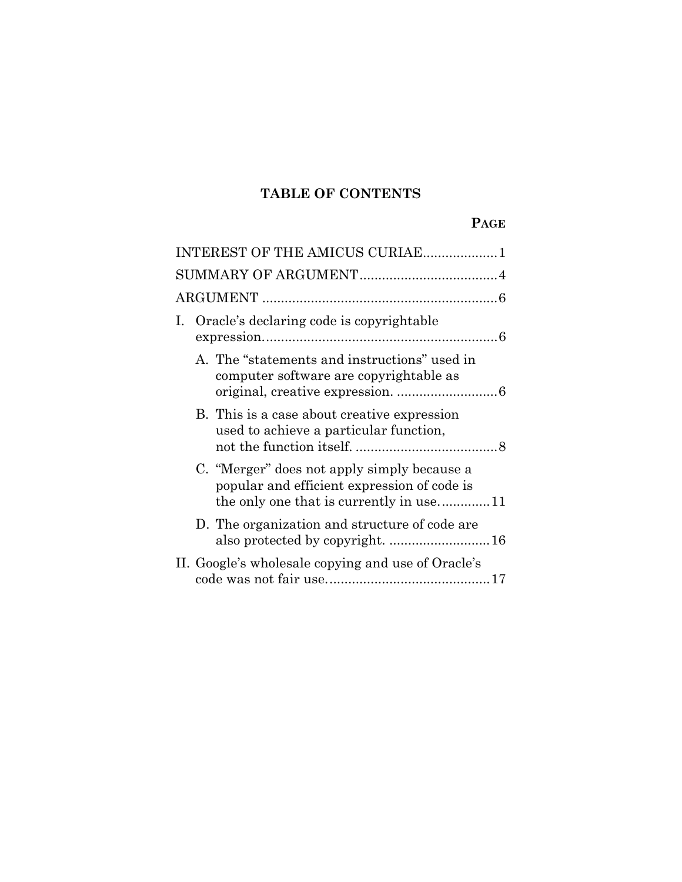# TABLE OF CONTENTS

| | PAGE |
|---|---|
| INTEREST OF THE AMICUS CURIAE | 1 |
| SUMMARY OF ARGUMENT | 4 |
| ARGUMENT | 6 |
| I. Oracle's declaring code is copyrightable expression. | 6 |
| A. The "statements and instructions" used in computer software are copyrightable as original, creative expression. | 6 |
| B. This is a case about creative expression used to achieve a particular function, not the function itself. | 8 |
| C. "Merger" does not apply simply because a popular and efficient expression of code is the only one that is currently in use. | 11 |
| D. The organization and structure of code are also protected by copyright. | 16 |
| II. Google's wholesale copying and use of Oracle's code was not fair use. | 17 |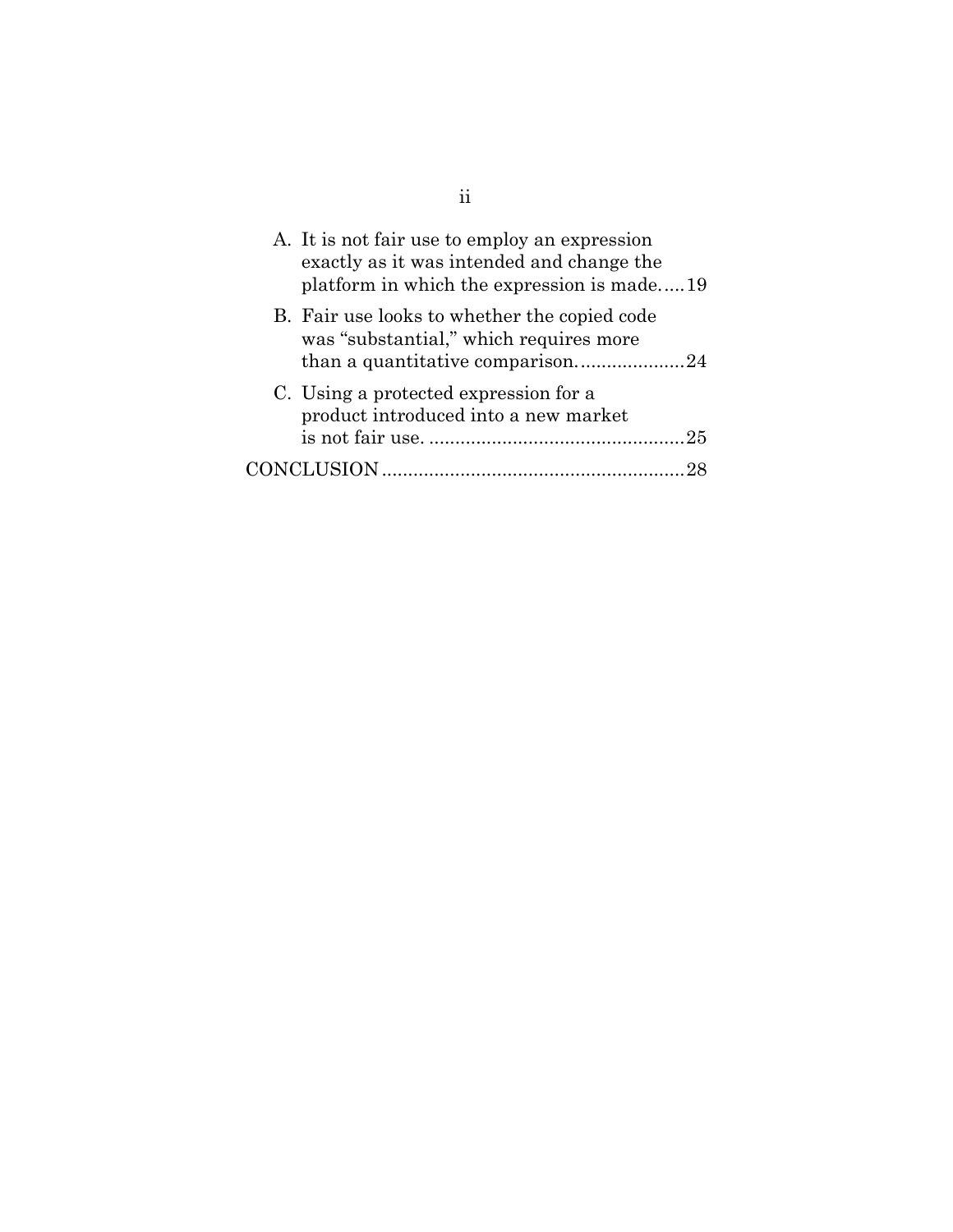A. It is not fair use to employ an expression exactly as it was intended and change the platform in which the expression is made.....19

B. Fair use looks to whether the copied code was "substantial," which requires more than a quantitative comparison....................24

C. Using a protected expression for a product introduced into a new market is not fair use. ................................................25

CONCLUSION.........................................................28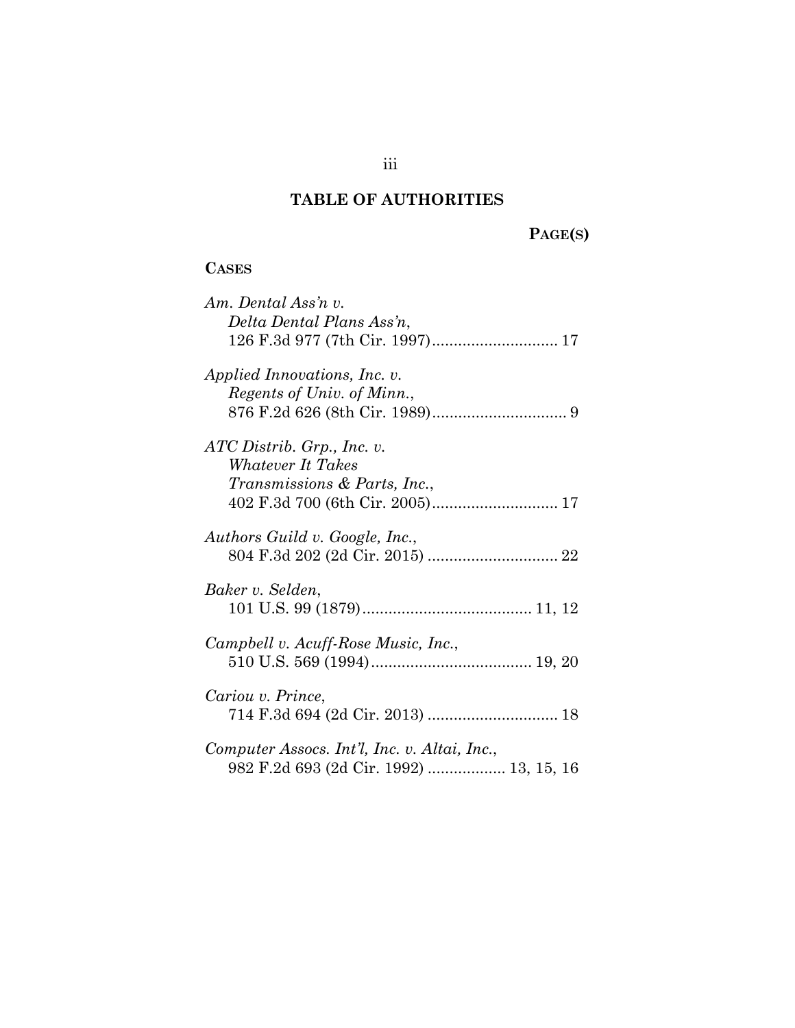# TABLE OF AUTHORITIES

**PAGE(S)**

**CASES**

*Am. Dental Ass'n v. Delta Dental Plans Ass'n*,
126 F.3d 977 (7th Cir. 1997)............................. 17

*Applied Innovations, Inc. v. Regents of Univ. of Minn.*,
876 F.2d 626 (8th Cir. 1989)............................... 9

*ATC Distrib. Grp., Inc. v. Whatever It Takes Transmissions & Parts, Inc.*,
402 F.3d 700 (6th Cir. 2005)............................. 17

*Authors Guild v. Google, Inc.*,
804 F.3d 202 (2d Cir. 2015) .............................. 22

*Baker v. Selden*,
101 U.S. 99 (1879)....................................... 11, 12

*Campbell v. Acuff-Rose Music, Inc.*,
510 U.S. 569 (1994)..................................... 19, 20

*Cariou v. Prince*,
714 F.3d 694 (2d Cir. 2013) .............................. 18

*Computer Assocs. Int'l, Inc. v. Altai, Inc.*,
982 F.2d 693 (2d Cir. 1992) .................. 13, 15, 16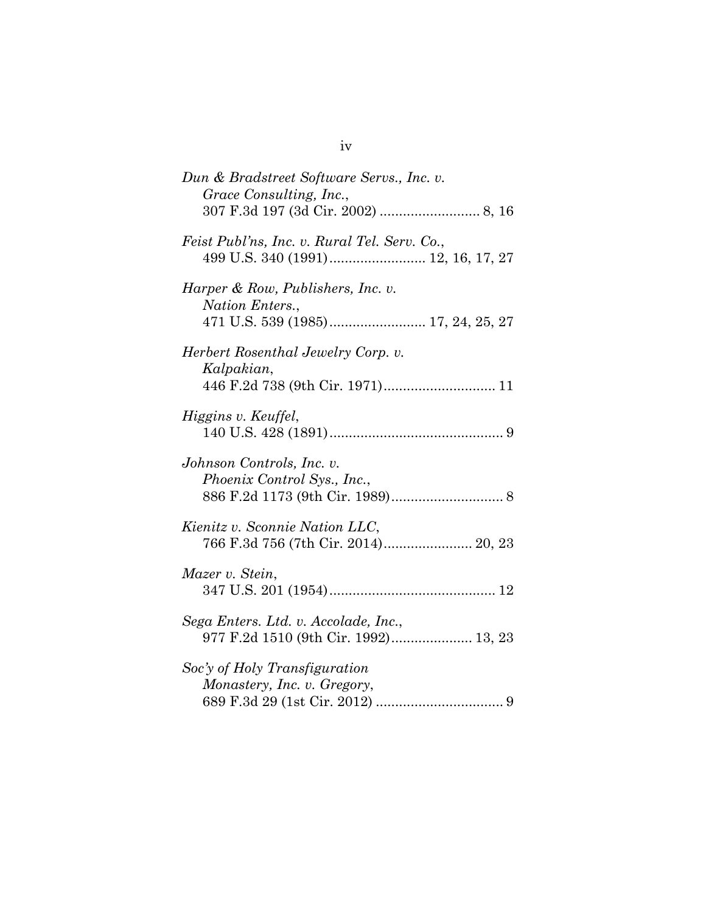*Dun & Bradstreet Software Servs., Inc. v. Grace Consulting, Inc.*,
307 F.3d 197 (3d Cir. 2002) .......................... 8, 16

*Feist Publ'ns, Inc. v. Rural Tel. Serv. Co.*,
499 U.S. 340 (1991)......................... 12, 16, 17, 27

*Harper & Row, Publishers, Inc. v. Nation Enters.*,
471 U.S. 539 (1985)......................... 17, 24, 25, 27

*Herbert Rosenthal Jewelry Corp. v. Kalpakian*,
446 F.2d 738 (9th Cir. 1971)............................. 11

*Higgins v. Keuffel*,
140 U.S. 428 (1891)............................................. 9

*Johnson Controls, Inc. v. Phoenix Control Sys., Inc.*,
886 F.2d 1173 (9th Cir. 1989)............................. 8

*Kienitz v. Sconnie Nation LLC*,
766 F.3d 756 (7th Cir. 2014)....................... 20, 23

*Mazer v. Stein*,
347 U.S. 201 (1954)........................................... 12

*Sega Enters. Ltd. v. Accolade, Inc.*,
977 F.2d 1510 (9th Cir. 1992)..................... 13, 23

*Soc'y of Holy Transfiguration Monastery, Inc. v. Gregory*,
689 F.3d 29 (1st Cir. 2012) ................................. 9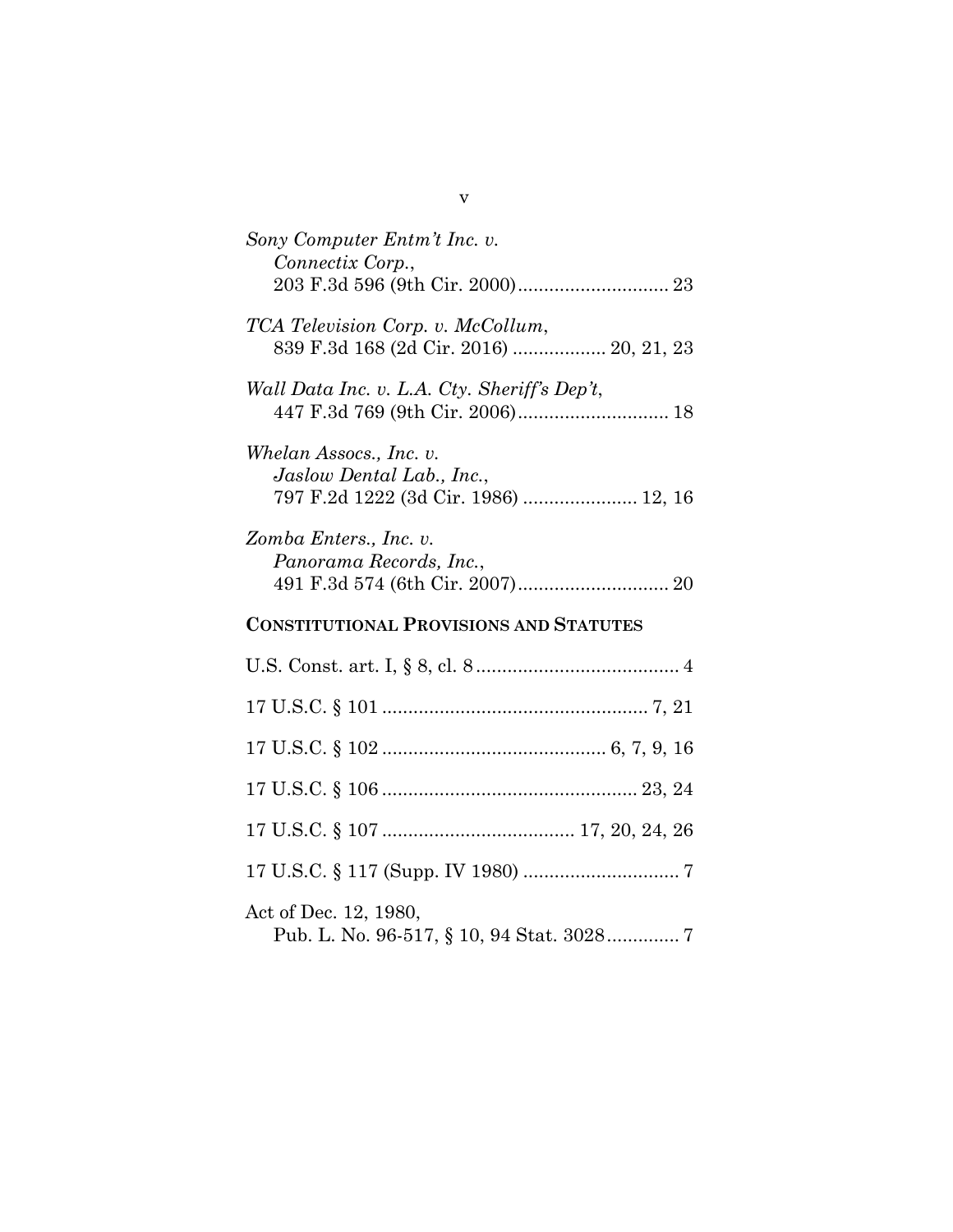*Sony Computer Entm't Inc. v. Connectix Corp.*, 203 F.3d 596 (9th Cir. 2000) ............................ 23

*TCA Television Corp. v. McCollum*, 839 F.3d 168 (2d Cir. 2016) .................. 20, 21, 23

*Wall Data Inc. v. L.A. Cty. Sheriff's Dep't*, 447 F.3d 769 (9th Cir. 2006) ............................ 18

*Whelan Assocs., Inc. v. Jaslow Dental Lab., Inc.*, 797 F.2d 1222 (3d Cir. 1986) ...................... 12, 16

*Zomba Enters., Inc. v. Panorama Records, Inc.*, 491 F.3d 574 (6th Cir. 2007) ............................ 20

## CONSTITUTIONAL PROVISIONS AND STATUTES

U.S. Const. art. I, § 8, cl. 8 ....................................... 4

17 U.S.C. § 101 .................................................. 7, 21

17 U.S.C. § 102 .......................................... 6, 7, 9, 16

17 U.S.C. § 106 ................................................ 23, 24

17 U.S.C. § 107 .................................... 17, 20, 24, 26

17 U.S.C. § 117 (Supp. IV 1980) ............................. 7

Act of Dec. 12, 1980, Pub. L. No. 96-517, § 10, 94 Stat. 3028 ............. 7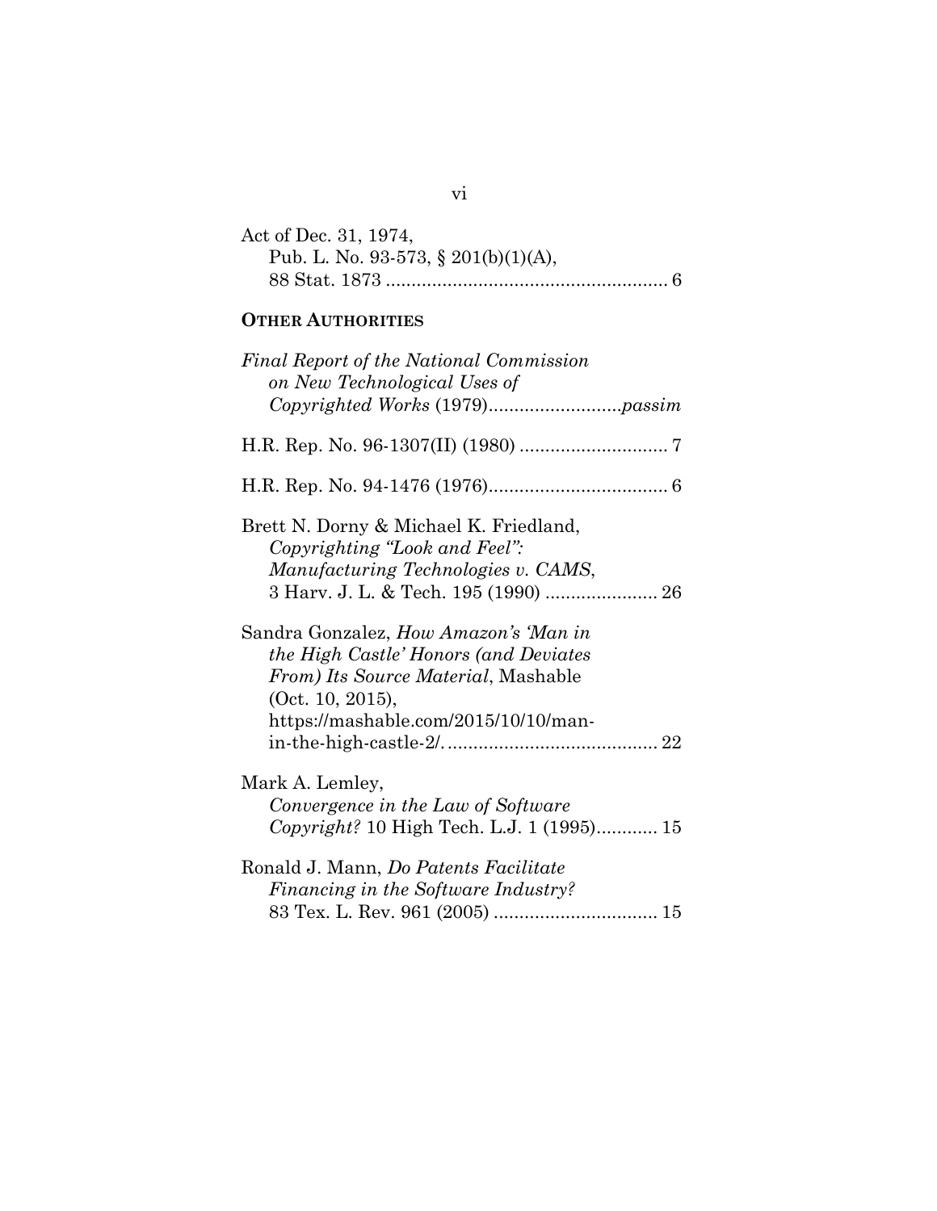Act of Dec. 31, 1974,
Pub. L. No. 93-573, § 201(b)(1)(A),
88 Stat. 1873 ........................................................ 6

**OTHER AUTHORITIES**

*Final Report of the National Commission on New Technological Uses of Copyrighted Works* (1979)..........................*passim*

H.R. Rep. No. 96-1307(II) (1980) ............................. 7

H.R. Rep. No. 94-1476 (1976)................................... 6

Brett N. Dorny & Michael K. Friedland, *Copyrighting "Look and Feel": Manufacturing Technologies v. CAMS*, 3 Harv. J. L. & Tech. 195 (1990) ...................... 26

Sandra Gonzalez, *How Amazon's 'Man in the High Castle' Honors (and Deviates From) Its Source Material*, Mashable (Oct. 10, 2015), https://mashable.com/2015/10/10/man-in-the-high-castle-2/. ......................................... 22

Mark A. Lemley, *Convergence in the Law of Software Copyright?* 10 High Tech. L.J. 1 (1995)............ 15

Ronald J. Mann, *Do Patents Facilitate Financing in the Software Industry?* 83 Tex. L. Rev. 961 (2005) ................................ 15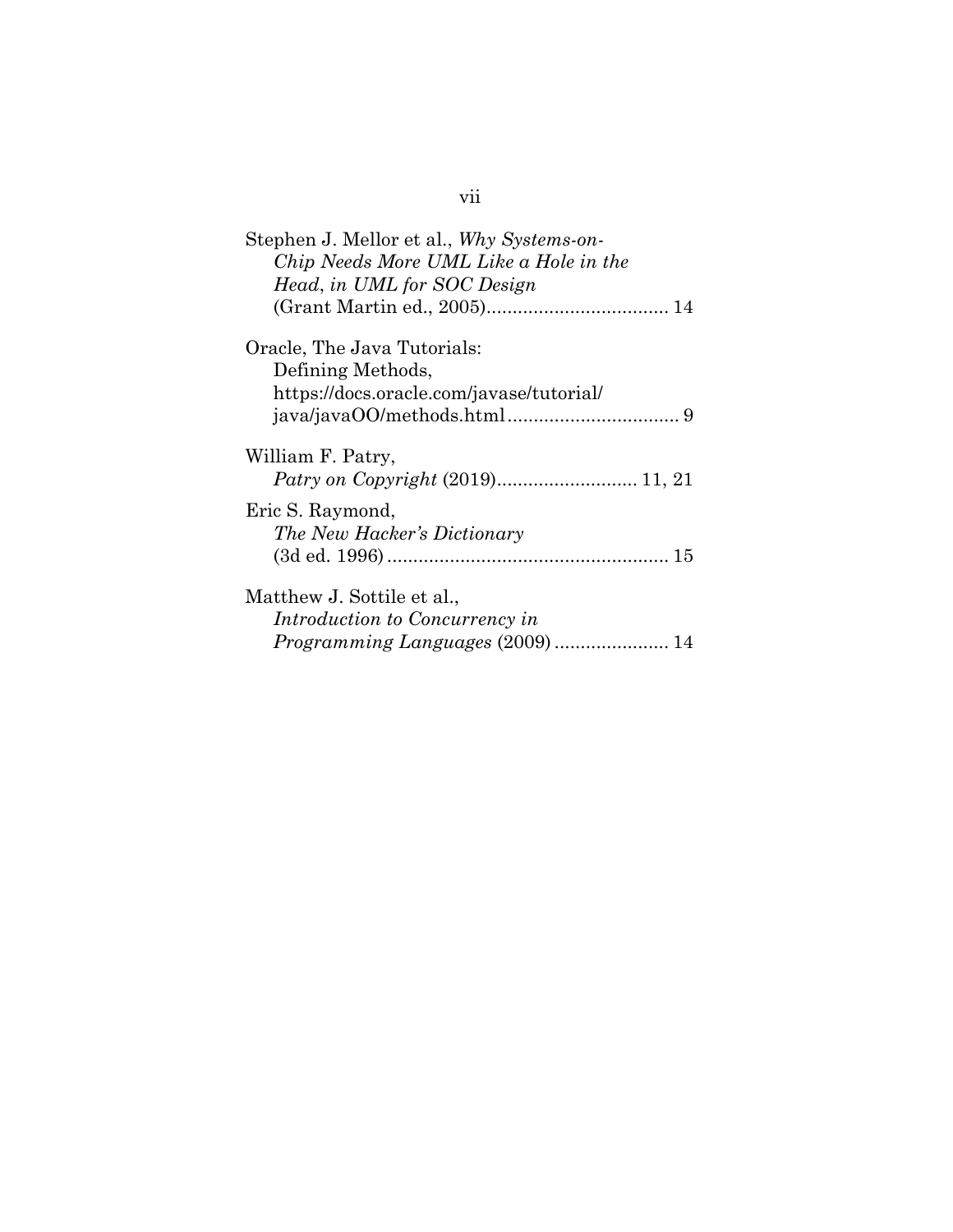Stephen J. Mellor et al., *Why Systems-on-Chip Needs More UML Like a Hole in the Head*, *in UML for SOC Design* (Grant Martin ed., 2005)................................... 14

Oracle, The Java Tutorials: Defining Methods, https://docs.oracle.com/javase/tutorial/java/javaOO/methods.html................................. 9

William F. Patry, *Patry on Copyright* (2019)........................... 11, 21

Eric S. Raymond, *The New Hacker's Dictionary* (3d ed. 1996)...................................................... 15

Matthew J. Sottile et al., *Introduction to Concurrency in Programming Languages* (2009)...................... 14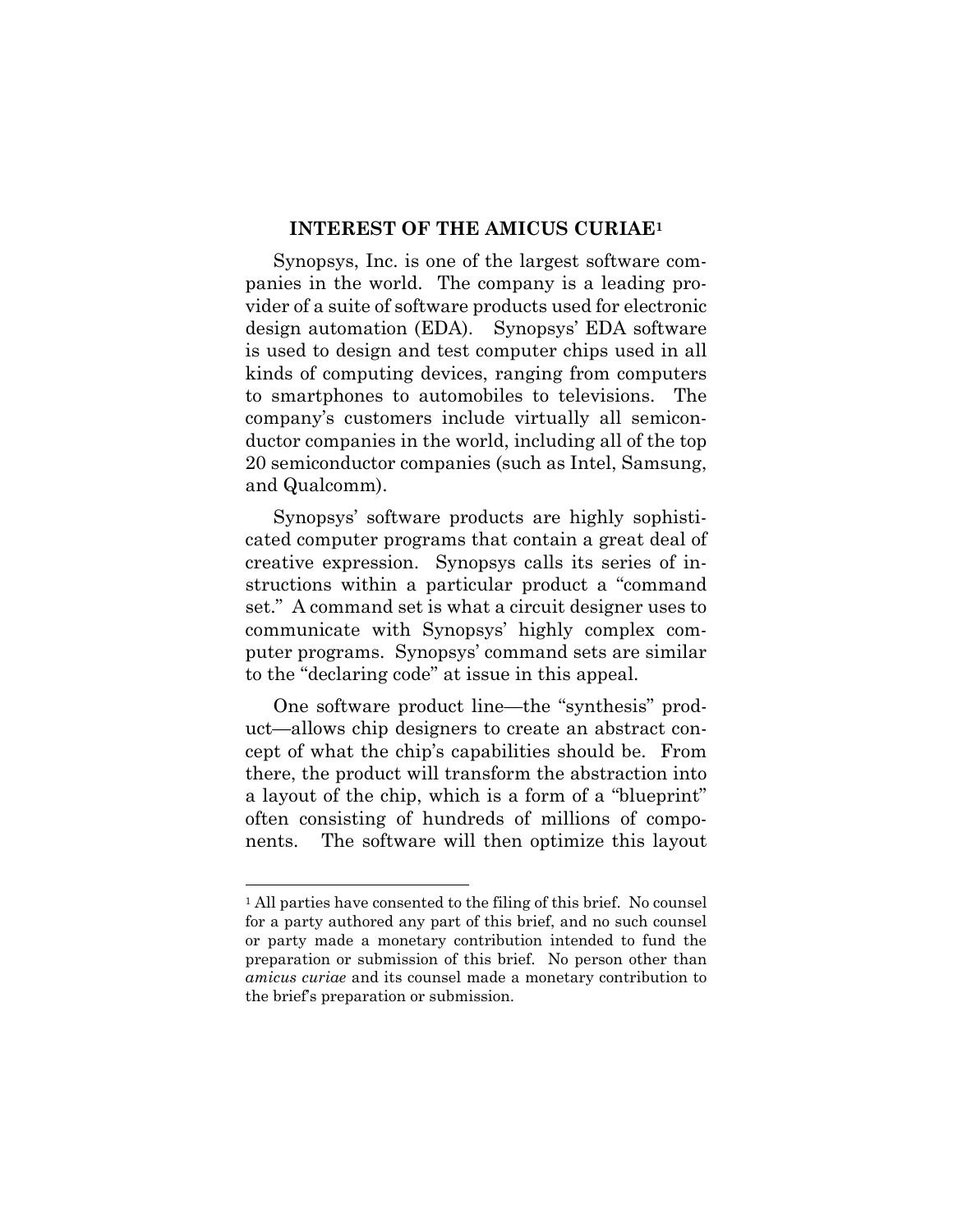## INTEREST OF THE AMICUS CURIAE[1]

Synopsys, Inc. is one of the largest software companies in the world. The company is a leading provider of a suite of software products used for electronic design automation (EDA). Synopsys' EDA software is used to design and test computer chips used in all kinds of computing devices, ranging from computers to smartphones to automobiles to televisions. The company's customers include virtually all semiconductor companies in the world, including all of the top 20 semiconductor companies (such as Intel, Samsung, and Qualcomm).

Synopsys' software products are highly sophisticated computer programs that contain a great deal of creative expression. Synopsys calls its series of instructions within a particular product a "command set." A command set is what a circuit designer uses to communicate with Synopsys' highly complex computer programs. Synopsys' command sets are similar to the "declaring code" at issue in this appeal.

One software product line—the "synthesis" product—allows chip designers to create an abstract concept of what the chip's capabilities should be. From there, the product will transform the abstraction into a layout of the chip, which is a form of a "blueprint" often consisting of hundreds of millions of components. The software will then optimize this layout

---

[1] All parties have consented to the filing of this brief. No counsel for a party authored any part of this brief, and no such counsel or party made a monetary contribution intended to fund the preparation or submission of this brief. No person other than *amicus curiae* and its counsel made a monetary contribution to the brief's preparation or submission.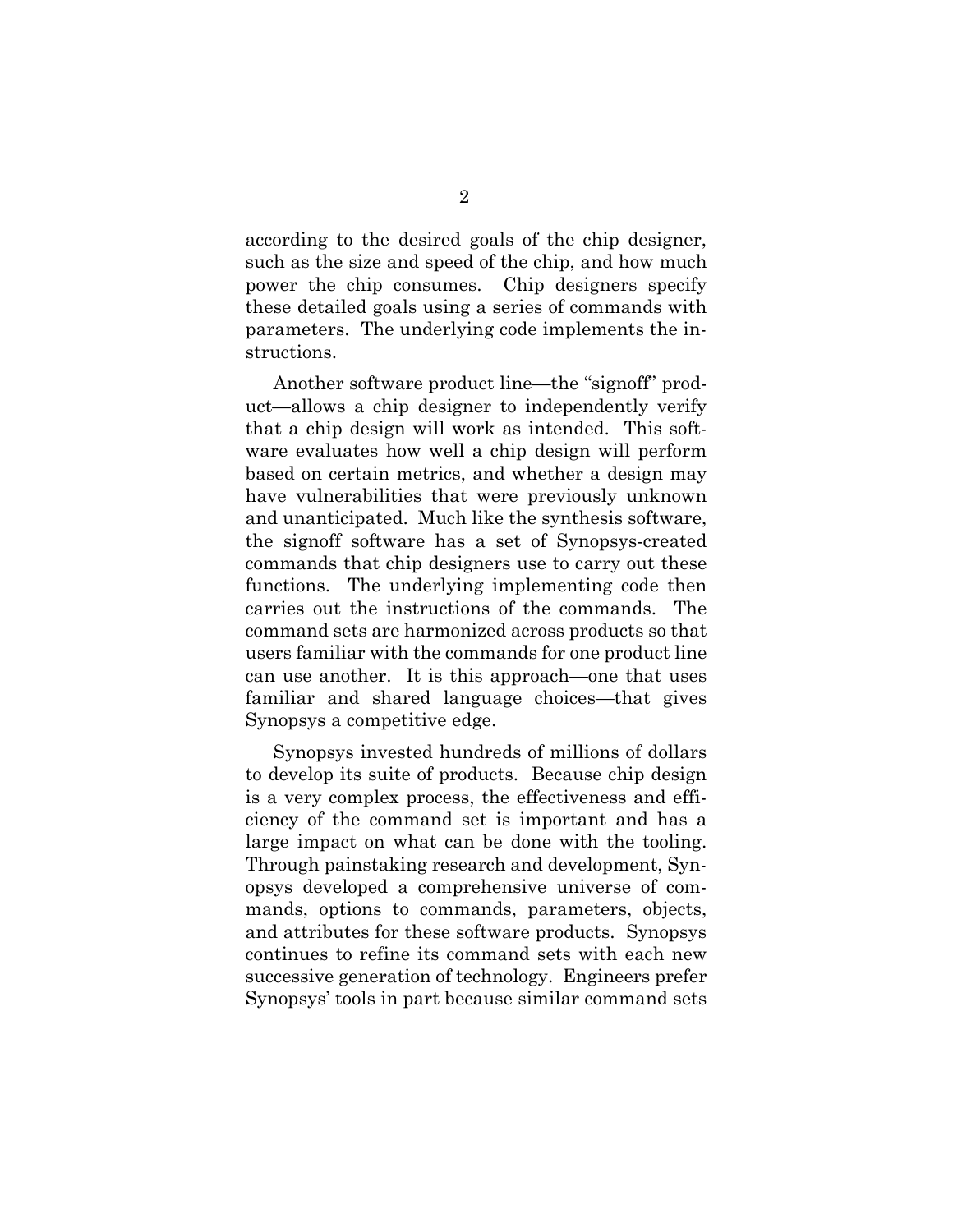according to the desired goals of the chip designer, such as the size and speed of the chip, and how much power the chip consumes. Chip designers specify these detailed goals using a series of commands with parameters. The underlying code implements the instructions.

Another software product line—the "signoff" product—allows a chip designer to independently verify that a chip design will work as intended. This software evaluates how well a chip design will perform based on certain metrics, and whether a design may have vulnerabilities that were previously unknown and unanticipated. Much like the synthesis software, the signoff software has a set of Synopsys-created commands that chip designers use to carry out these functions. The underlying implementing code then carries out the instructions of the commands. The command sets are harmonized across products so that users familiar with the commands for one product line can use another. It is this approach—one that uses familiar and shared language choices—that gives Synopsys a competitive edge.

Synopsys invested hundreds of millions of dollars to develop its suite of products. Because chip design is a very complex process, the effectiveness and efficiency of the command set is important and has a large impact on what can be done with the tooling. Through painstaking research and development, Synopsys developed a comprehensive universe of commands, options to commands, parameters, objects, and attributes for these software products. Synopsys continues to refine its command sets with each new successive generation of technology. Engineers prefer Synopsys' tools in part because similar command sets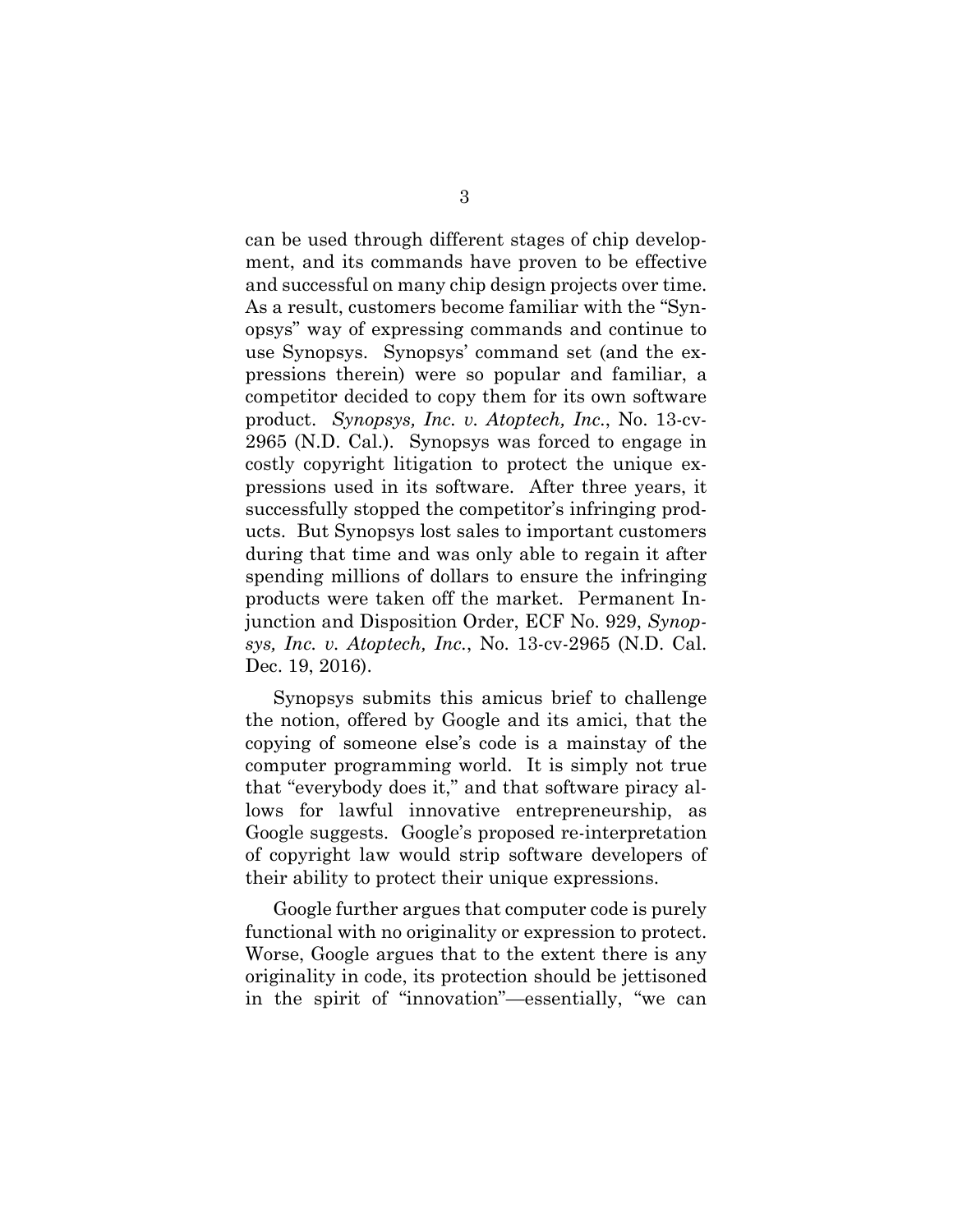can be used through different stages of chip development, and its commands have proven to be effective and successful on many chip design projects over time. As a result, customers become familiar with the "Synopsys" way of expressing commands and continue to use Synopsys. Synopsys' command set (and the expressions therein) were so popular and familiar, a competitor decided to copy them for its own software product. *Synopsys, Inc. v. Atoptech, Inc.*, No. 13-cv-2965 (N.D. Cal.). Synopsys was forced to engage in costly copyright litigation to protect the unique expressions used in its software. After three years, it successfully stopped the competitor's infringing products. But Synopsys lost sales to important customers during that time and was only able to regain it after spending millions of dollars to ensure the infringing products were taken off the market. Permanent Injunction and Disposition Order, ECF No. 929, *Synopsys, Inc. v. Atoptech, Inc.*, No. 13-cv-2965 (N.D. Cal. Dec. 19, 2016).

Synopsys submits this amicus brief to challenge the notion, offered by Google and its amici, that the copying of someone else's code is a mainstay of the computer programming world. It is simply not true that "everybody does it," and that software piracy allows for lawful innovative entrepreneurship, as Google suggests. Google's proposed re-interpretation of copyright law would strip software developers of their ability to protect their unique expressions.

Google further argues that computer code is purely functional with no originality or expression to protect. Worse, Google argues that to the extent there is any originality in code, its protection should be jettisoned in the spirit of "innovation"—essentially, "we can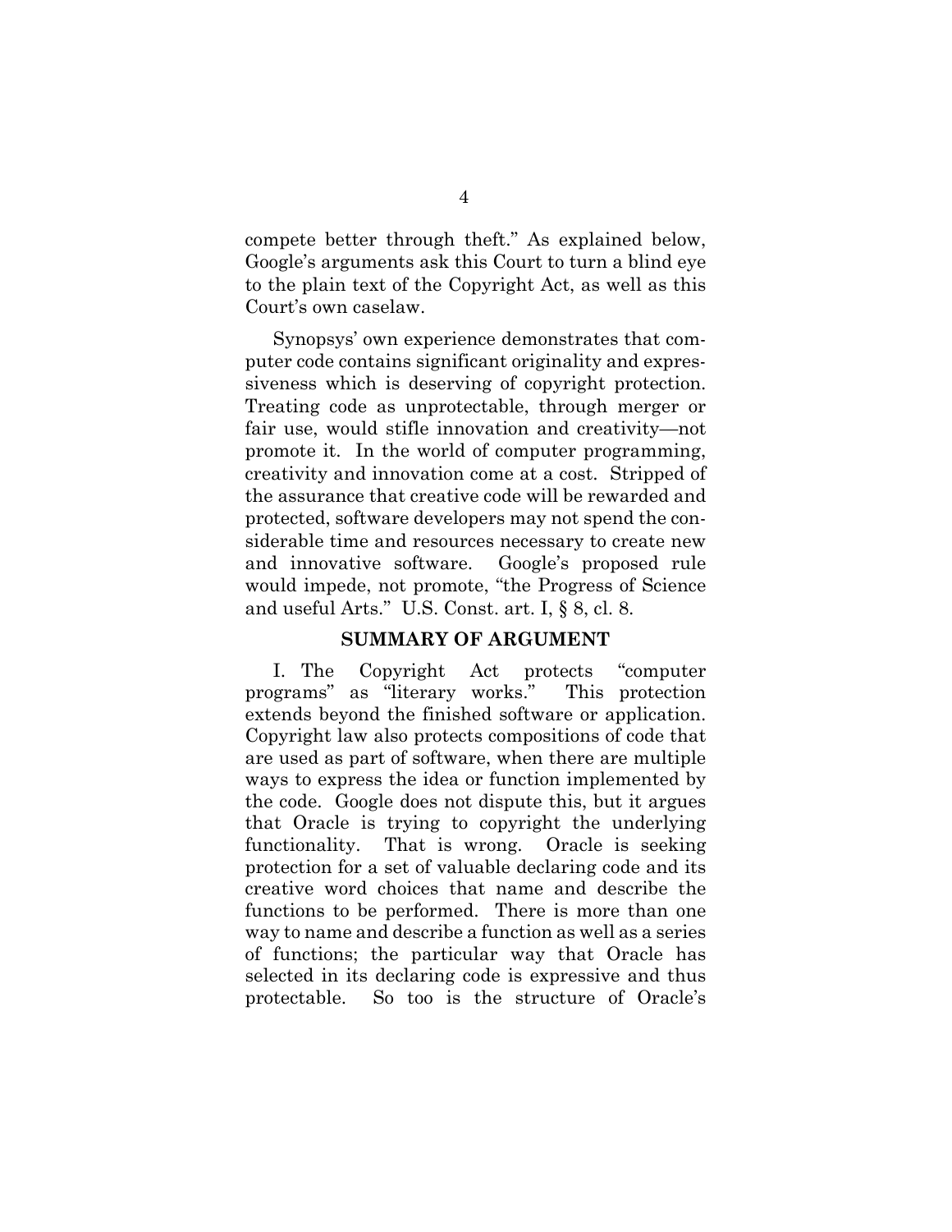compete better through theft." As explained below, Google's arguments ask this Court to turn a blind eye to the plain text of the Copyright Act, as well as this Court's own caselaw.

Synopsys' own experience demonstrates that computer code contains significant originality and expressiveness which is deserving of copyright protection. Treating code as unprotectable, through merger or fair use, would stifle innovation and creativity—not promote it. In the world of computer programming, creativity and innovation come at a cost. Stripped of the assurance that creative code will be rewarded and protected, software developers may not spend the considerable time and resources necessary to create new and innovative software. Google's proposed rule would impede, not promote, "the Progress of Science and useful Arts." U.S. Const. art. I, § 8, cl. 8.

## SUMMARY OF ARGUMENT

I. The Copyright Act protects "computer programs" as "literary works." This protection extends beyond the finished software or application. Copyright law also protects compositions of code that are used as part of software, when there are multiple ways to express the idea or function implemented by the code. Google does not dispute this, but it argues that Oracle is trying to copyright the underlying functionality. That is wrong. Oracle is seeking protection for a set of valuable declaring code and its creative word choices that name and describe the functions to be performed. There is more than one way to name and describe a function as well as a series of functions; the particular way that Oracle has selected in its declaring code is expressive and thus protectable. So too is the structure of Oracle's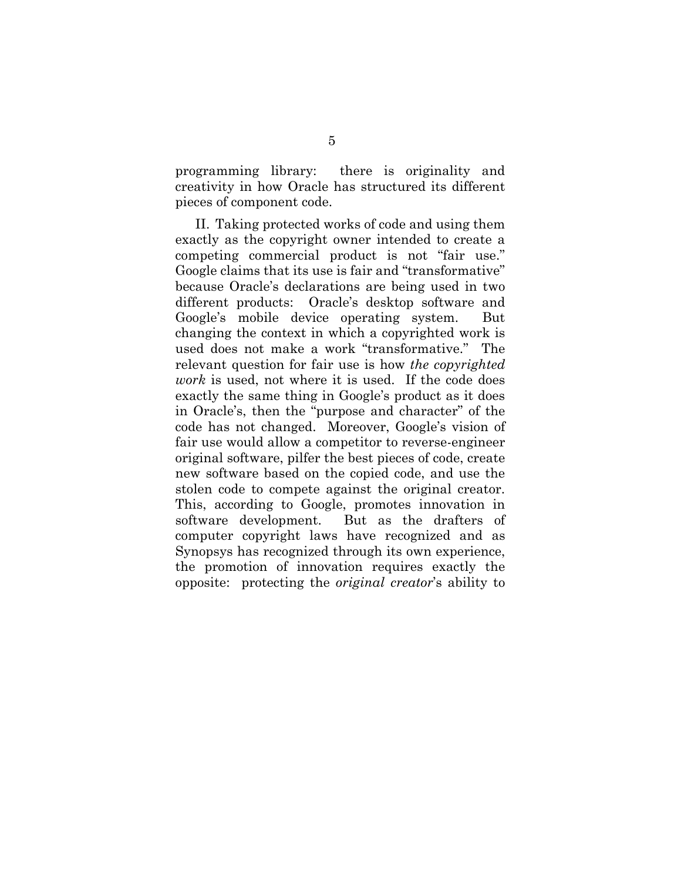programming library: there is originality and creativity in how Oracle has structured its different pieces of component code.

II. Taking protected works of code and using them exactly as the copyright owner intended to create a competing commercial product is not "fair use." Google claims that its use is fair and "transformative" because Oracle's declarations are being used in two different products: Oracle's desktop software and Google's mobile device operating system. But changing the context in which a copyrighted work is used does not make a work "transformative." The relevant question for fair use is how *the copyrighted work* is used, not where it is used. If the code does exactly the same thing in Google's product as it does in Oracle's, then the "purpose and character" of the code has not changed. Moreover, Google's vision of fair use would allow a competitor to reverse-engineer original software, pilfer the best pieces of code, create new software based on the copied code, and use the stolen code to compete against the original creator. This, according to Google, promotes innovation in software development. But as the drafters of computer copyright laws have recognized and as Synopsys has recognized through its own experience, the promotion of innovation requires exactly the opposite: protecting the *original creator*'s ability to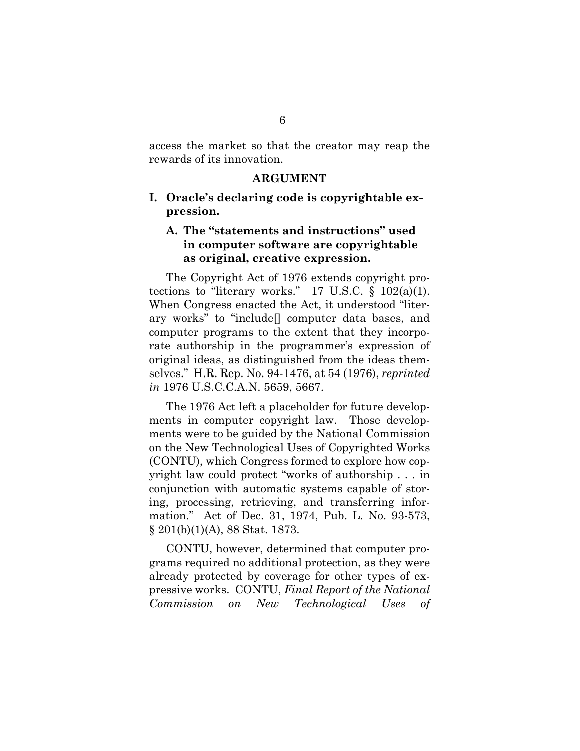access the market so that the creator may reap the rewards of its innovation.

## ARGUMENT

### I. Oracle's declaring code is copyrightable expression.

#### A. The "statements and instructions" used in computer software are copyrightable as original, creative expression.

The Copyright Act of 1976 extends copyright protections to "literary works." 17 U.S.C. § 102(a)(1). When Congress enacted the Act, it understood "literary works" to "include[] computer data bases, and computer programs to the extent that they incorporate authorship in the programmer's expression of original ideas, as distinguished from the ideas themselves." H.R. Rep. No. 94-1476, at 54 (1976), *reprinted in* 1976 U.S.C.C.A.N. 5659, 5667.

The 1976 Act left a placeholder for future developments in computer copyright law. Those developments were to be guided by the National Commission on the New Technological Uses of Copyrighted Works (CONTU), which Congress formed to explore how copyright law could protect "works of authorship . . . in conjunction with automatic systems capable of storing, processing, retrieving, and transferring information." Act of Dec. 31, 1974, Pub. L. No. 93-573, § 201(b)(1)(A), 88 Stat. 1873.

CONTU, however, determined that computer programs required no additional protection, as they were already protected by coverage for other types of expressive works. CONTU, *Final Report of the National Commission on New Technological Uses of*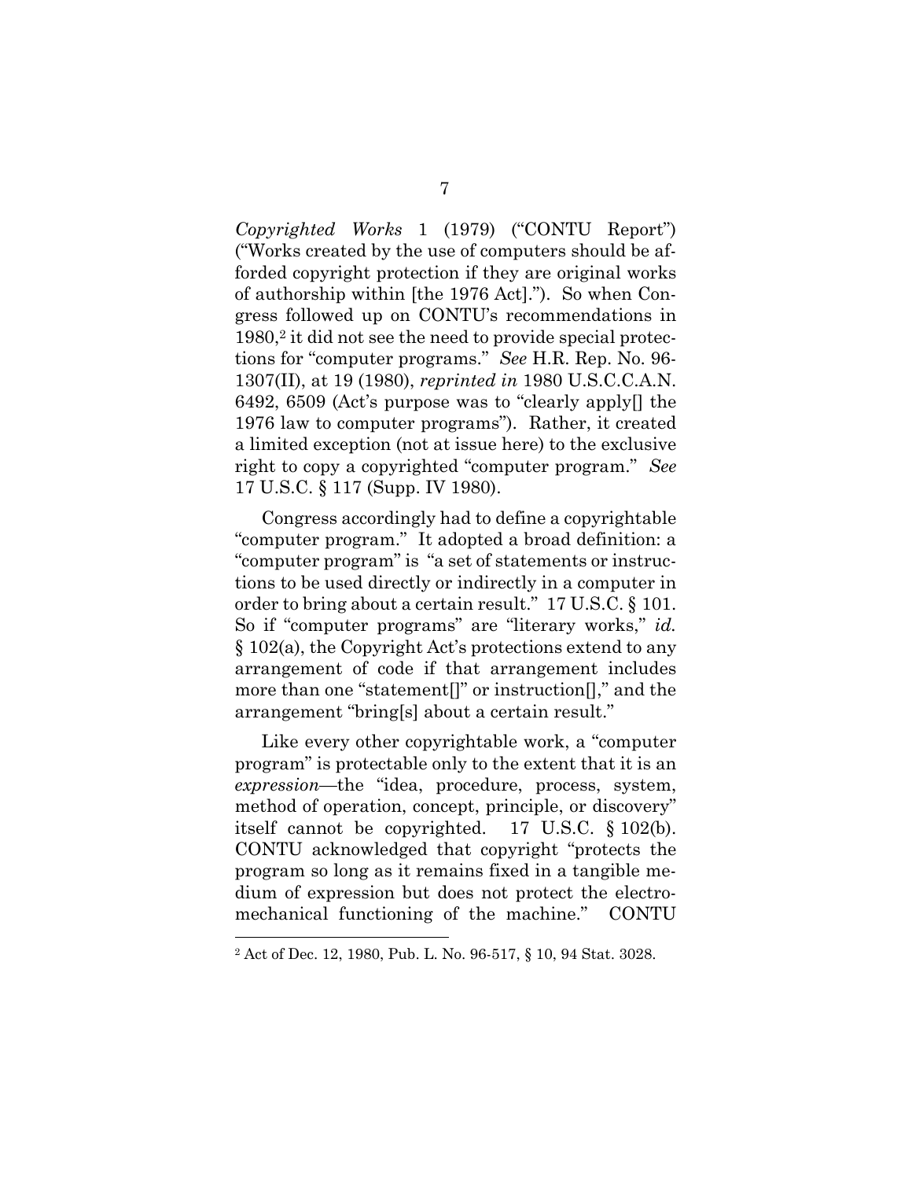*Copyrighted Works* 1 (1979) ("CONTU Report") ("Works created by the use of computers should be afforded copyright protection if they are original works of authorship within [the 1976 Act]."). So when Congress followed up on CONTU's recommendations in 1980,[2] it did not see the need to provide special protections for "computer programs." *See* H.R. Rep. No. 96-1307(II), at 19 (1980), *reprinted in* 1980 U.S.C.C.A.N. 6492, 6509 (Act's purpose was to "clearly apply[] the 1976 law to computer programs"). Rather, it created a limited exception (not at issue here) to the exclusive right to copy a copyrighted "computer program." *See* 17 U.S.C. § 117 (Supp. IV 1980).

Congress accordingly had to define a copyrightable "computer program." It adopted a broad definition: a "computer program" is "a set of statements or instructions to be used directly or indirectly in a computer in order to bring about a certain result." 17 U.S.C. § 101. So if "computer programs" are "literary works," *id.* § 102(a), the Copyright Act's protections extend to any arrangement of code if that arrangement includes more than one "statement[]" or instruction[]," and the arrangement "bring[s] about a certain result."

Like every other copyrightable work, a "computer program" is protectable only to the extent that it is an *expression*—the "idea, procedure, process, system, method of operation, concept, principle, or discovery" itself cannot be copyrighted. 17 U.S.C. § 102(b). CONTU acknowledged that copyright "protects the program so long as it remains fixed in a tangible medium of expression but does not protect the electromechanical functioning of the machine." CONTU

[2] Act of Dec. 12, 1980, Pub. L. No. 96-517, § 10, 94 Stat. 3028.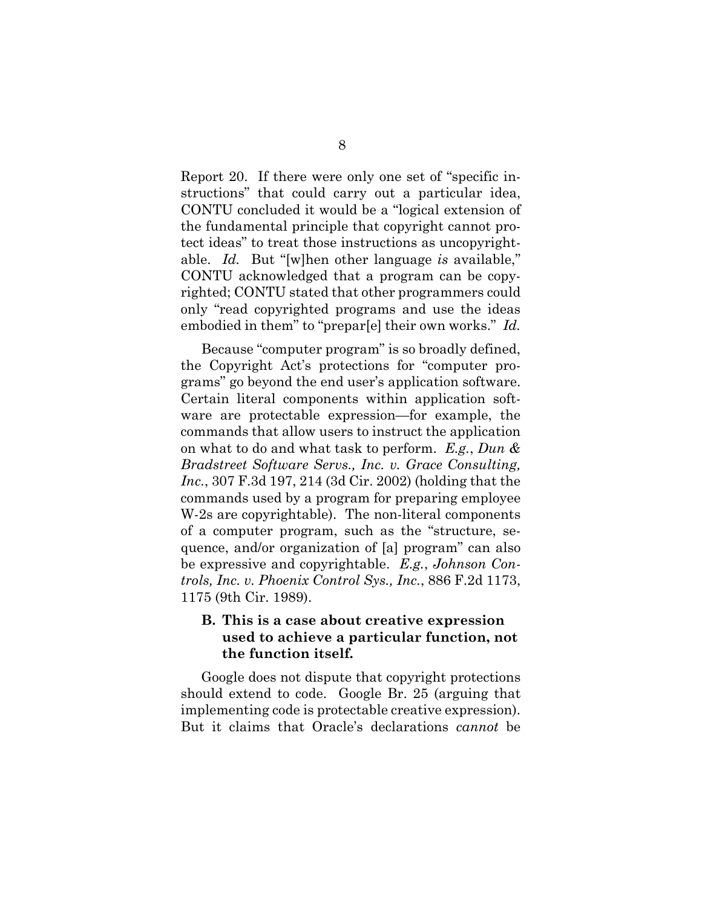Report 20. If there were only one set of "specific instructions" that could carry out a particular idea, CONTU concluded it would be a "logical extension of the fundamental principle that copyright cannot protect ideas" to treat those instructions as uncopyrightable. *Id.* But "[w]hen other language *is* available," CONTU acknowledged that a program can be copyrighted; CONTU stated that other programmers could only "read copyrighted programs and use the ideas embodied in them" to "prepar[e] their own works." *Id.*

Because "computer program" is so broadly defined, the Copyright Act's protections for "computer programs" go beyond the end user's application software. Certain literal components within application software are protectable expression—for example, the commands that allow users to instruct the application on what to do and what task to perform. *E.g.*, *Dun & Bradstreet Software Servs., Inc. v. Grace Consulting, Inc.*, 307 F.3d 197, 214 (3d Cir. 2002) (holding that the commands used by a program for preparing employee W-2s are copyrightable). The non-literal components of a computer program, such as the "structure, sequence, and/or organization of [a] program" can also be expressive and copyrightable. *E.g.*, *Johnson Controls, Inc. v. Phoenix Control Sys., Inc.*, 886 F.2d 1173, 1175 (9th Cir. 1989).

### B. This is a case about creative expression used to achieve a particular function, not the function itself.

Google does not dispute that copyright protections should extend to code. Google Br. 25 (arguing that implementing code is protectable creative expression). But it claims that Oracle's declarations *cannot* be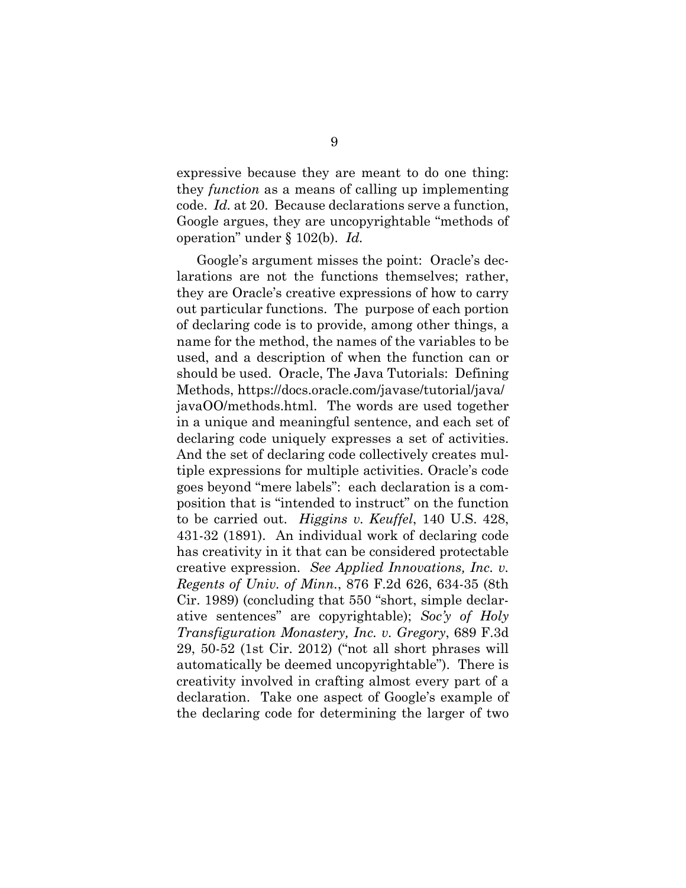expressive because they are meant to do one thing: they *function* as a means of calling up implementing code. *Id.* at 20. Because declarations serve a function, Google argues, they are uncopyrightable "methods of operation" under § 102(b). *Id.*

Google's argument misses the point: Oracle's declarations are not the functions themselves; rather, they are Oracle's creative expressions of how to carry out particular functions. The purpose of each portion of declaring code is to provide, among other things, a name for the method, the names of the variables to be used, and a description of when the function can or should be used. Oracle, The Java Tutorials: Defining Methods, https://docs.oracle.com/javase/tutorial/java/javaOO/methods.html. The words are used together in a unique and meaningful sentence, and each set of declaring code uniquely expresses a set of activities. And the set of declaring code collectively creates multiple expressions for multiple activities. Oracle's code goes beyond "mere labels": each declaration is a composition that is "intended to instruct" on the function to be carried out. *Higgins v. Keuffel*, 140 U.S. 428, 431-32 (1891). An individual work of declaring code has creativity in it that can be considered protectable creative expression. *See Applied Innovations, Inc. v. Regents of Univ. of Minn.*, 876 F.2d 626, 634-35 (8th Cir. 1989) (concluding that 550 "short, simple declarative sentences" are copyrightable); *Soc'y of Holy Transfiguration Monastery, Inc. v. Gregory*, 689 F.3d 29, 50-52 (1st Cir. 2012) ("not all short phrases will automatically be deemed uncopyrightable"). There is creativity involved in crafting almost every part of a declaration. Take one aspect of Google's example of the declaring code for determining the larger of two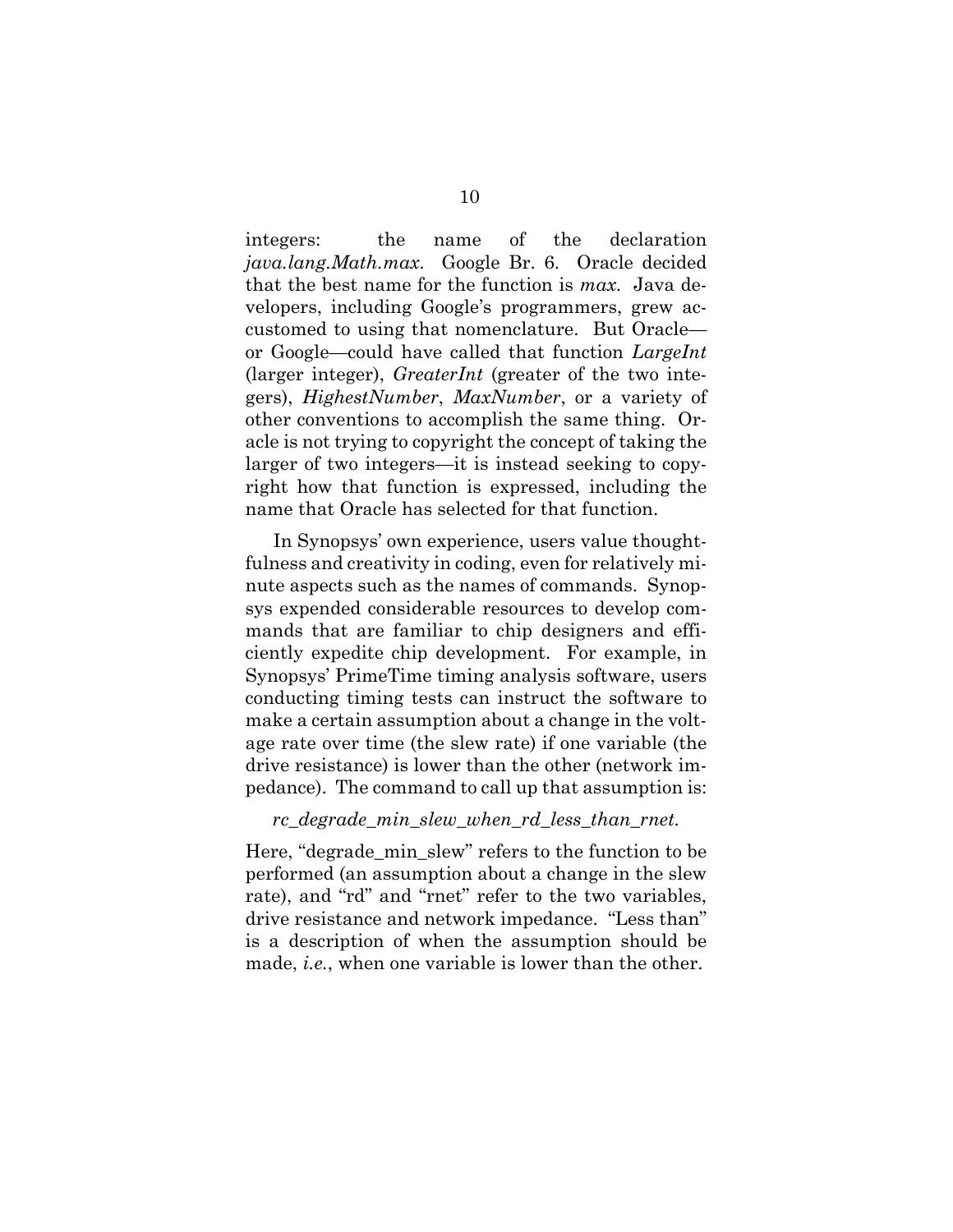integers: the name of the declaration *java.lang.Math.max*. Google Br. 6. Oracle decided that the best name for the function is *max*. Java developers, including Google's programmers, grew accustomed to using that nomenclature. But Oracle—or Google—could have called that function *LargeInt* (larger integer), *GreaterInt* (greater of the two integers), *HighestNumber*, *MaxNumber*, or a variety of other conventions to accomplish the same thing. Oracle is not trying to copyright the concept of taking the larger of two integers—it is instead seeking to copyright how that function is expressed, including the name that Oracle has selected for that function.

In Synopsys' own experience, users value thoughtfulness and creativity in coding, even for relatively minute aspects such as the names of commands. Synopsys expended considerable resources to develop commands that are familiar to chip designers and efficiently expedite chip development. For example, in Synopsys' PrimeTime timing analysis software, users conducting timing tests can instruct the software to make a certain assumption about a change in the voltage rate over time (the slew rate) if one variable (the drive resistance) is lower than the other (network impedance). The command to call up that assumption is:

*rc_degrade_min_slew_when_rd_less_than_rnet*.

Here, "degrade_min_slew" refers to the function to be performed (an assumption about a change in the slew rate), and "rd" and "rnet" refer to the two variables, drive resistance and network impedance. "Less than" is a description of when the assumption should be made, *i.e.*, when one variable is lower than the other.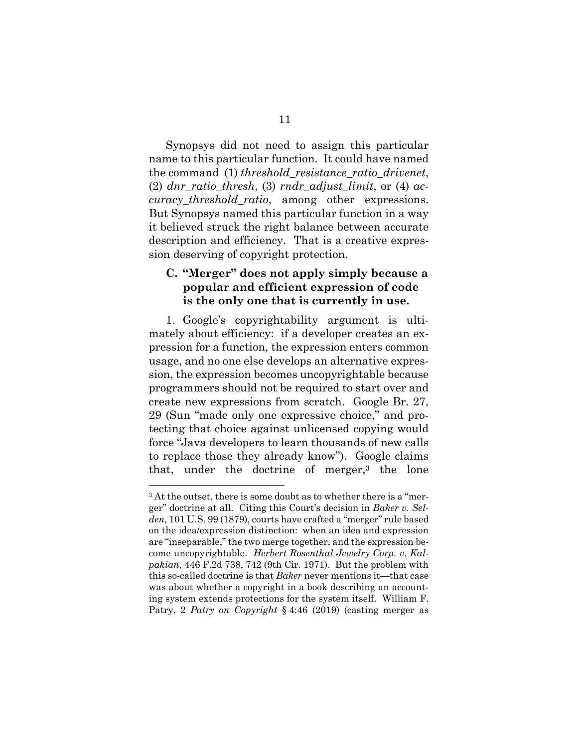Synopsys did not need to assign this particular name to this particular function. It could have named the command (1) *threshold_resistance_ratio_drivenet*, (2) *dnr_ratio_thresh*, (3) *rndr_adjust_limit*, or (4) *accuracy_threshold_ratio*, among other expressions. But Synopsys named this particular function in a way it believed struck the right balance between accurate description and efficiency. That is a creative expression deserving of copyright protection.

### C. "Merger" does not apply simply because a popular and efficient expression of code is the only one that is currently in use.

1. Google's copyrightability argument is ultimately about efficiency: if a developer creates an expression for a function, the expression enters common usage, and no one else develops an alternative expression, the expression becomes uncopyrightable because programmers should not be required to start over and create new expressions from scratch. Google Br. 27, 29 (Sun "made only one expressive choice," and protecting that choice against unlicensed copying would force "Java developers to learn thousands of new calls to replace those they already know"). Google claims that, under the doctrine of merger,[3] the lone

---

[3] At the outset, there is some doubt as to whether there is a "merger" doctrine at all. Citing this Court's decision in *Baker v. Selden*, 101 U.S. 99 (1879), courts have crafted a "merger" rule based on the idea/expression distinction: when an idea and expression are "inseparable," the two merge together, and the expression become uncopyrightable. *Herbert Rosenthal Jewelry Corp. v. Kalpakian*, 446 F.2d 738, 742 (9th Cir. 1971). But the problem with this so-called doctrine is that *Baker* never mentions it—that case was about whether a copyright in a book describing an accounting system extends protections for the system itself. William F. Patry, 2 *Patry on Copyright* § 4:46 (2019) (casting merger as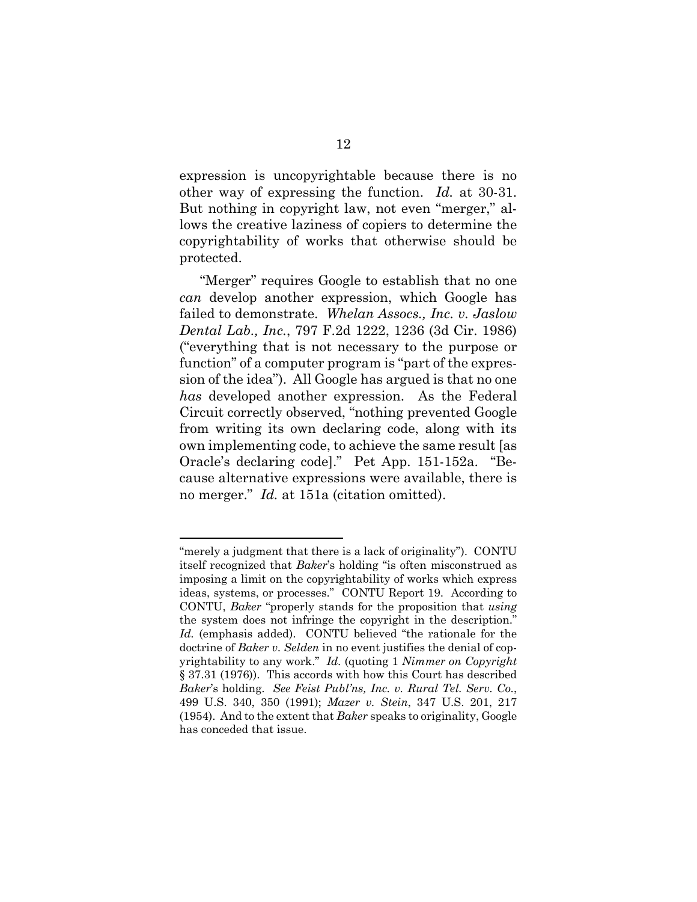expression is uncopyrightable because there is no other way of expressing the function. *Id.* at 30-31. But nothing in copyright law, not even "merger," allows the creative laziness of copiers to determine the copyrightability of works that otherwise should be protected.

"Merger" requires Google to establish that no one *can* develop another expression, which Google has failed to demonstrate. *Whelan Assocs., Inc. v. Jaslow Dental Lab., Inc.*, 797 F.2d 1222, 1236 (3d Cir. 1986) ("everything that is not necessary to the purpose or function" of a computer program is "part of the expression of the idea"). All Google has argued is that no one *has* developed another expression. As the Federal Circuit correctly observed, "nothing prevented Google from writing its own declaring code, along with its own implementing code, to achieve the same result [as Oracle's declaring code]." Pet App. 151-152a. "Because alternative expressions were available, there is no merger." *Id.* at 151a (citation omitted).

---

"merely a judgment that there is a lack of originality"). CONTU itself recognized that *Baker*'s holding "is often misconstrued as imposing a limit on the copyrightability of works which express ideas, systems, or processes." CONTU Report 19. According to CONTU, *Baker* "properly stands for the proposition that *using* the system does not infringe the copyright in the description." *Id.* (emphasis added). CONTU believed "the rationale for the doctrine of *Baker v. Selden* in no event justifies the denial of copyrightability to any work." *Id.* (quoting 1 *Nimmer on Copyright* § 37.31 (1976)). This accords with how this Court has described *Baker*'s holding. *See Feist Publ'ns, Inc. v. Rural Tel. Serv. Co.*, 499 U.S. 340, 350 (1991); *Mazer v. Stein*, 347 U.S. 201, 217 (1954). And to the extent that *Baker* speaks to originality, Google has conceded that issue.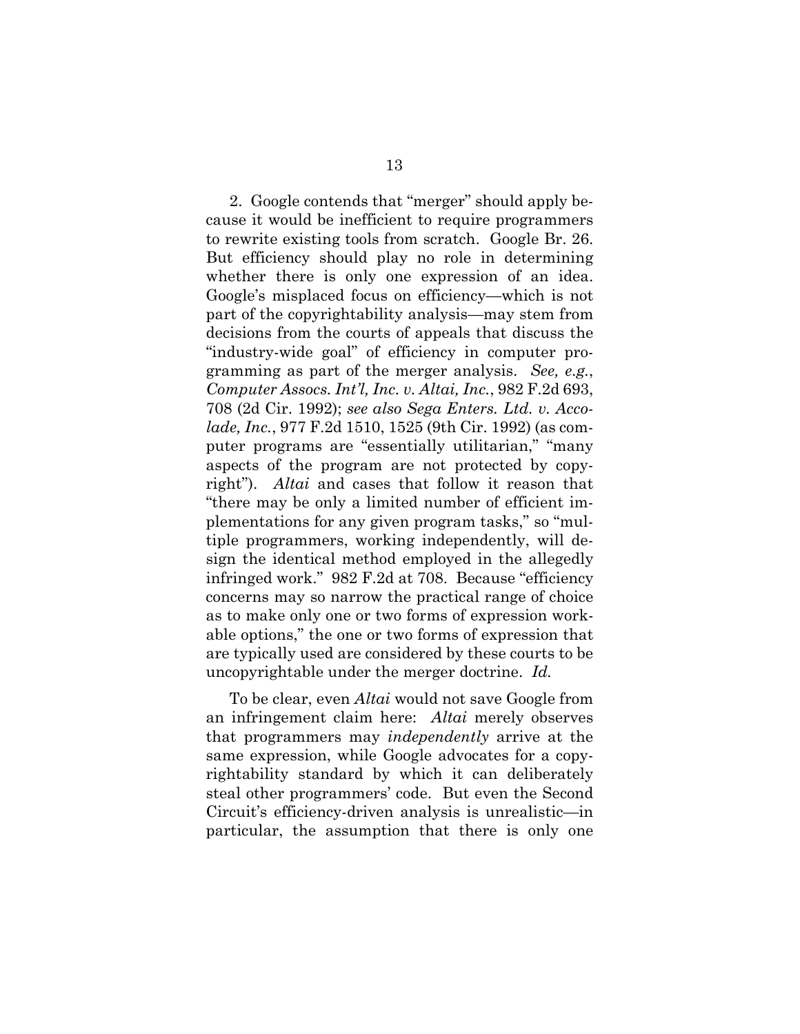2. Google contends that "merger" should apply because it would be inefficient to require programmers to rewrite existing tools from scratch. Google Br. 26. But efficiency should play no role in determining whether there is only one expression of an idea. Google's misplaced focus on efficiency—which is not part of the copyrightability analysis—may stem from decisions from the courts of appeals that discuss the "industry-wide goal" of efficiency in computer programming as part of the merger analysis. *See, e.g.*, *Computer Assocs. Int'l, Inc. v. Altai, Inc.*, 982 F.2d 693, 708 (2d Cir. 1992); *see also Sega Enters. Ltd. v. Accolade, Inc.*, 977 F.2d 1510, 1525 (9th Cir. 1992) (as computer programs are "essentially utilitarian," "many aspects of the program are not protected by copyright"). *Altai* and cases that follow it reason that "there may be only a limited number of efficient implementations for any given program tasks," so "multiple programmers, working independently, will design the identical method employed in the allegedly infringed work." 982 F.2d at 708. Because "efficiency concerns may so narrow the practical range of choice as to make only one or two forms of expression workable options," the one or two forms of expression that are typically used are considered by these courts to be uncopyrightable under the merger doctrine. *Id.*

To be clear, even *Altai* would not save Google from an infringement claim here: *Altai* merely observes that programmers may *independently* arrive at the same expression, while Google advocates for a copyrightability standard by which it can deliberately steal other programmers' code. But even the Second Circuit's efficiency-driven analysis is unrealistic—in particular, the assumption that there is only one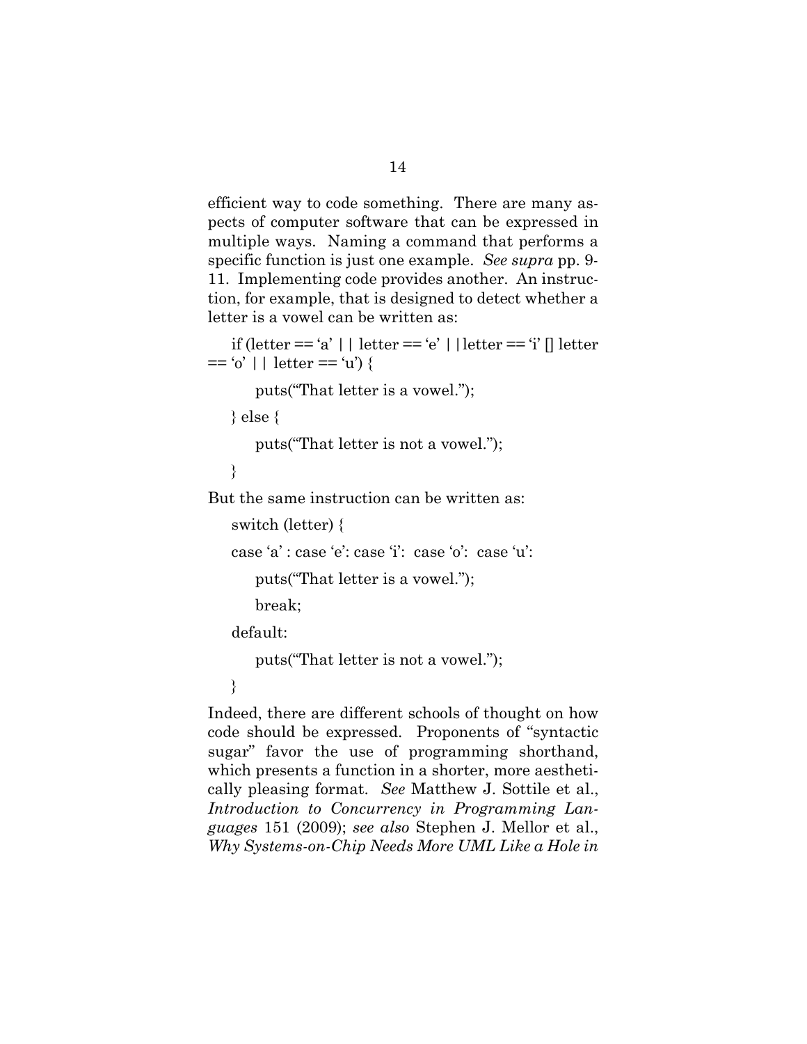efficient way to code something. There are many aspects of computer software that can be expressed in multiple ways. Naming a command that performs a specific function is just one example. *See supra* pp. 9-11. Implementing code provides another. An instruction, for example, that is designed to detect whether a letter is a vowel can be written as:

```
if (letter == 'a' | | letter == 'e' | |letter == 'i' [] letter == 'o' | | letter == 'u') {
    puts("That letter is a vowel.");
} else {
    puts("That letter is not a vowel.");
}
```

But the same instruction can be written as:

```
switch (letter) {
case 'a' : case 'e': case 'i':  case 'o':  case 'u':
    puts("That letter is a vowel.");
    break;
default:
    puts("That letter is not a vowel.");
}
```

Indeed, there are different schools of thought on how code should be expressed. Proponents of "syntactic sugar" favor the use of programming shorthand, which presents a function in a shorter, more aesthetically pleasing format. *See* Matthew J. Sottile et al., *Introduction to Concurrency in Programming Languages* 151 (2009); *see also* Stephen J. Mellor et al., *Why Systems-on-Chip Needs More UML Like a Hole in*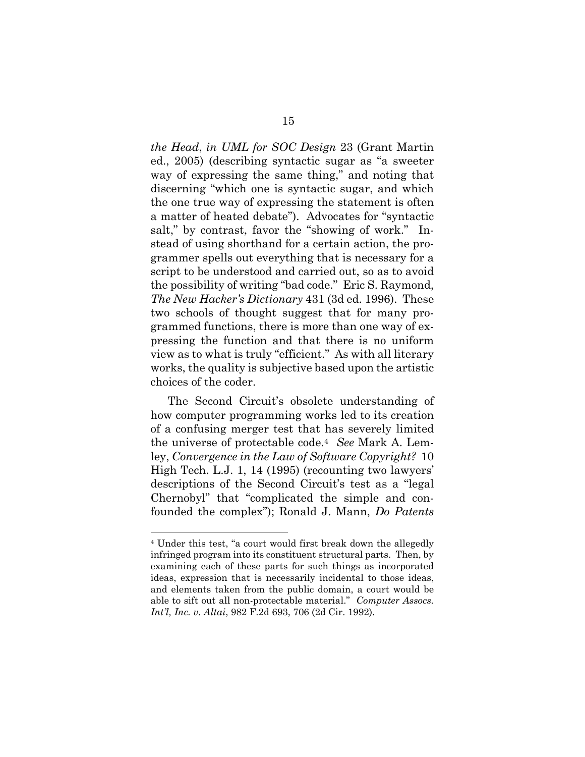*the Head*, *in UML for SOC Design* 23 (Grant Martin ed., 2005) (describing syntactic sugar as "a sweeter way of expressing the same thing," and noting that discerning "which one is syntactic sugar, and which the one true way of expressing the statement is often a matter of heated debate"). Advocates for "syntactic salt," by contrast, favor the "showing of work." Instead of using shorthand for a certain action, the programmer spells out everything that is necessary for a script to be understood and carried out, so as to avoid the possibility of writing "bad code." Eric S. Raymond, *The New Hacker's Dictionary* 431 (3d ed. 1996). These two schools of thought suggest that for many programmed functions, there is more than one way of expressing the function and that there is no uniform view as to what is truly "efficient." As with all literary works, the quality is subjective based upon the artistic choices of the coder.

The Second Circuit's obsolete understanding of how computer programming works led to its creation of a confusing merger test that has severely limited the universe of protectable code.[4] *See* Mark A. Lemley, *Convergence in the Law of Software Copyright?* 10 High Tech. L.J. 1, 14 (1995) (recounting two lawyers' descriptions of the Second Circuit's test as a "legal Chernobyl" that "complicated the simple and confounded the complex"); Ronald J. Mann, *Do Patents*

---

[4] Under this test, "a court would first break down the allegedly infringed program into its constituent structural parts. Then, by examining each of these parts for such things as incorporated ideas, expression that is necessarily incidental to those ideas, and elements taken from the public domain, a court would be able to sift out all non-protectable material." *Computer Assocs. Int'l, Inc. v. Altai*, 982 F.2d 693, 706 (2d Cir. 1992).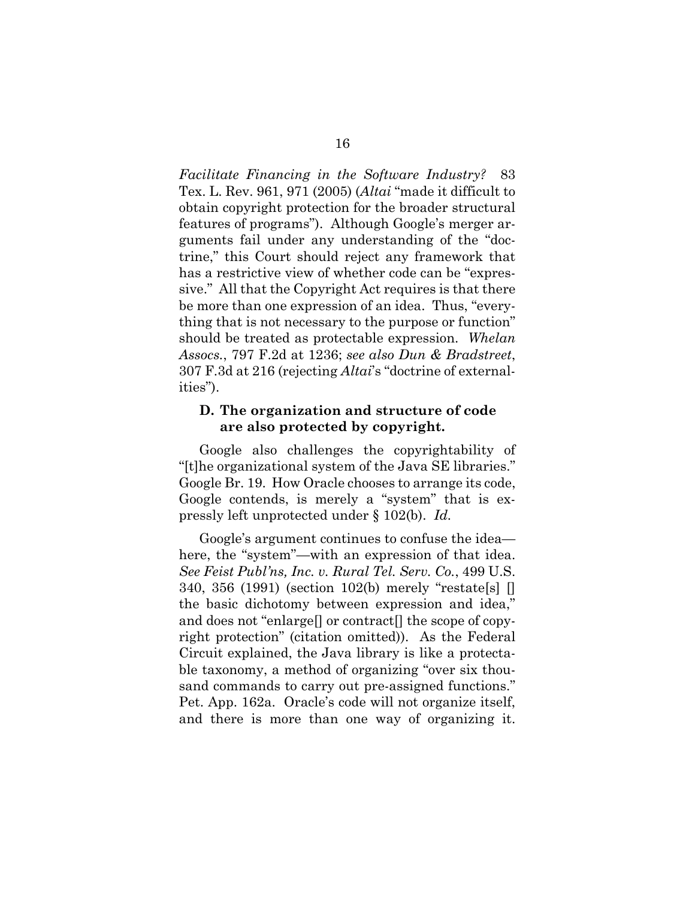*Facilitate Financing in the Software Industry?* 83 Tex. L. Rev. 961, 971 (2005) (*Altai* "made it difficult to obtain copyright protection for the broader structural features of programs"). Although Google's merger arguments fail under any understanding of the "doctrine," this Court should reject any framework that has a restrictive view of whether code can be "expressive." All that the Copyright Act requires is that there be more than one expression of an idea. Thus, "everything that is not necessary to the purpose or function" should be treated as protectable expression. *Whelan Assocs.*, 797 F.2d at 1236; *see also Dun & Bradstreet*, 307 F.3d at 216 (rejecting *Altai*'s "doctrine of externalities").

### D. The organization and structure of code are also protected by copyright.

Google also challenges the copyrightability of "[t]he organizational system of the Java SE libraries." Google Br. 19. How Oracle chooses to arrange its code, Google contends, is merely a "system" that is expressly left unprotected under § 102(b). *Id.*

Google's argument continues to confuse the idea—here, the "system"—with an expression of that idea. *See Feist Publ'ns, Inc. v. Rural Tel. Serv. Co.*, 499 U.S. 340, 356 (1991) (section 102(b) merely "restate[s] [] the basic dichotomy between expression and idea," and does not "enlarge[] or contract[] the scope of copyright protection" (citation omitted)). As the Federal Circuit explained, the Java library is like a protectable taxonomy, a method of organizing "over six thousand commands to carry out pre-assigned functions." Pet. App. 162a. Oracle's code will not organize itself, and there is more than one way of organizing it.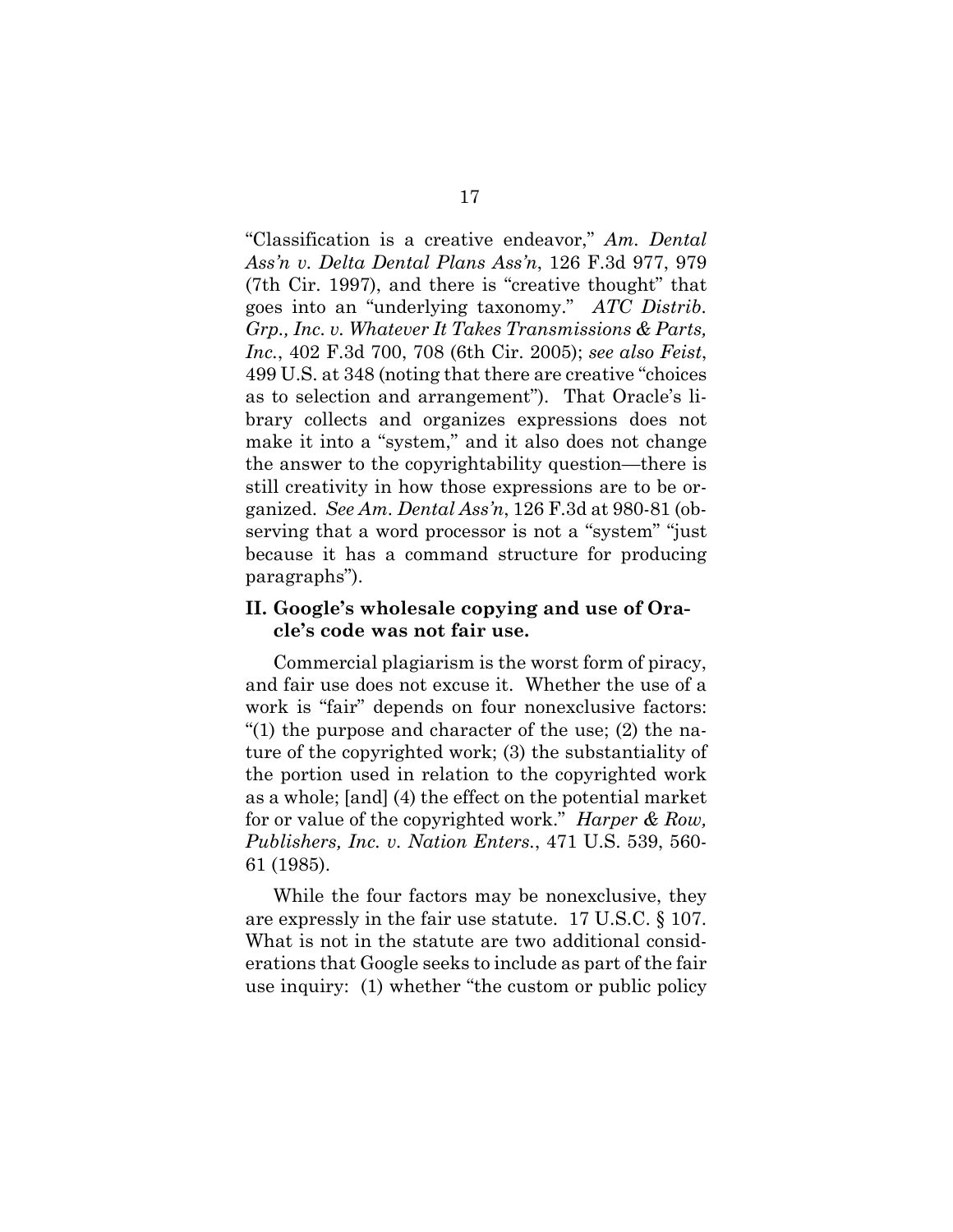"Classification is a creative endeavor," *Am. Dental Ass'n v. Delta Dental Plans Ass'n*, 126 F.3d 977, 979 (7th Cir. 1997), and there is "creative thought" that goes into an "underlying taxonomy." *ATC Distrib. Grp., Inc. v. Whatever It Takes Transmissions & Parts, Inc.*, 402 F.3d 700, 708 (6th Cir. 2005); *see also Feist*, 499 U.S. at 348 (noting that there are creative "choices as to selection and arrangement"). That Oracle's library collects and organizes expressions does not make it into a "system," and it also does not change the answer to the copyrightability question—there is still creativity in how those expressions are to be organized. *See Am. Dental Ass'n*, 126 F.3d at 980-81 (observing that a word processor is not a "system" "just because it has a command structure for producing paragraphs").

## II. Google's wholesale copying and use of Oracle's code was not fair use.

Commercial plagiarism is the worst form of piracy, and fair use does not excuse it. Whether the use of a work is "fair" depends on four nonexclusive factors: "(1) the purpose and character of the use; (2) the nature of the copyrighted work; (3) the substantiality of the portion used in relation to the copyrighted work as a whole; [and] (4) the effect on the potential market for or value of the copyrighted work." *Harper & Row, Publishers, Inc. v. Nation Enters.*, 471 U.S. 539, 560-61 (1985).

While the four factors may be nonexclusive, they are expressly in the fair use statute. 17 U.S.C. § 107. What is not in the statute are two additional considerations that Google seeks to include as part of the fair use inquiry: (1) whether "the custom or public policy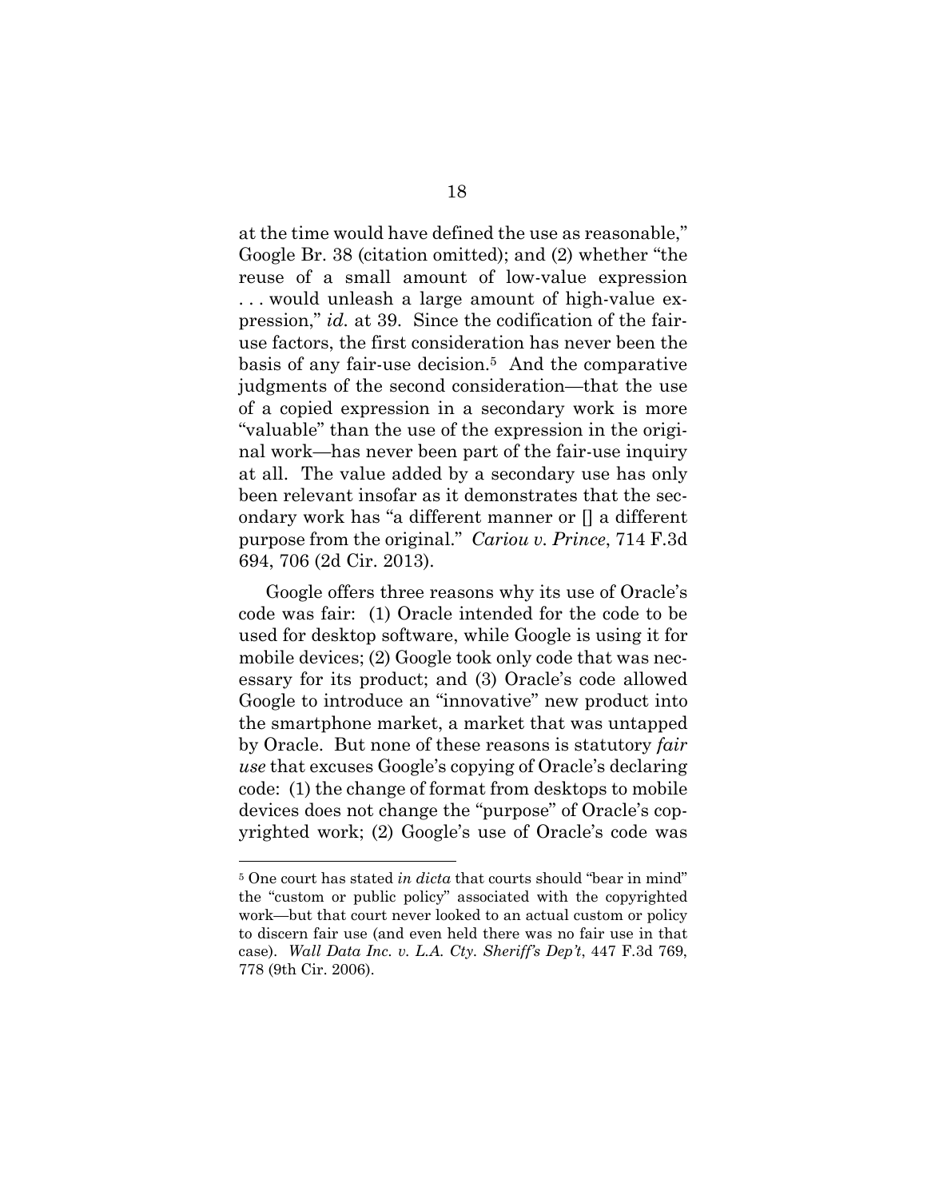at the time would have defined the use as reasonable," Google Br. 38 (citation omitted); and (2) whether "the reuse of a small amount of low-value expression . . . would unleash a large amount of high-value expression," *id.* at 39. Since the codification of the fair-use factors, the first consideration has never been the basis of any fair-use decision.[5] And the comparative judgments of the second consideration—that the use of a copied expression in a secondary work is more "valuable" than the use of the expression in the original work—has never been part of the fair-use inquiry at all. The value added by a secondary use has only been relevant insofar as it demonstrates that the secondary work has "a different manner or [] a different purpose from the original." *Cariou v. Prince*, 714 F.3d 694, 706 (2d Cir. 2013).

Google offers three reasons why its use of Oracle's code was fair: (1) Oracle intended for the code to be used for desktop software, while Google is using it for mobile devices; (2) Google took only code that was necessary for its product; and (3) Oracle's code allowed Google to introduce an "innovative" new product into the smartphone market, a market that was untapped by Oracle. But none of these reasons is statutory *fair use* that excuses Google's copying of Oracle's declaring code: (1) the change of format from desktops to mobile devices does not change the "purpose" of Oracle's copyrighted work; (2) Google's use of Oracle's code was

---

[5] One court has stated *in dicta* that courts should "bear in mind" the "custom or public policy" associated with the copyrighted work—but that court never looked to an actual custom or policy to discern fair use (and even held there was no fair use in that case). *Wall Data Inc. v. L.A. Cty. Sheriff's Dep't*, 447 F.3d 769, 778 (9th Cir. 2006).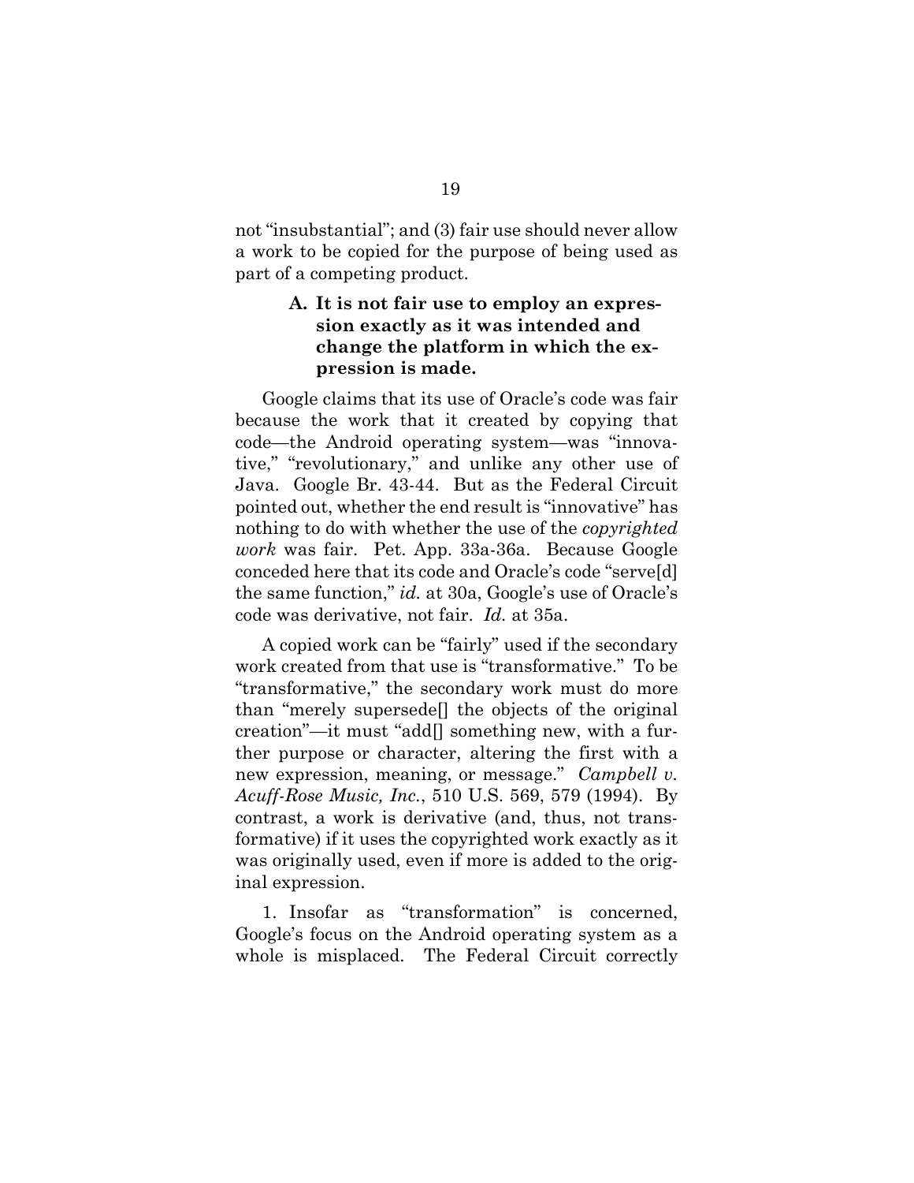not "insubstantial"; and (3) fair use should never allow a work to be copied for the purpose of being used as part of a competing product.

### A. It is not fair use to employ an expression exactly as it was intended and change the platform in which the expression is made.

Google claims that its use of Oracle's code was fair because the work that it created by copying that code—the Android operating system—was "innovative," "revolutionary," and unlike any other use of Java. Google Br. 43-44. But as the Federal Circuit pointed out, whether the end result is "innovative" has nothing to do with whether the use of the *copyrighted work* was fair. Pet. App. 33a-36a. Because Google conceded here that its code and Oracle's code "serve[d] the same function," *id.* at 30a, Google's use of Oracle's code was derivative, not fair. *Id.* at 35a.

A copied work can be "fairly" used if the secondary work created from that use is "transformative." To be "transformative," the secondary work must do more than "merely supersede[] the objects of the original creation"—it must "add[] something new, with a further purpose or character, altering the first with a new expression, meaning, or message." *Campbell v. Acuff-Rose Music, Inc.*, 510 U.S. 569, 579 (1994). By contrast, a work is derivative (and, thus, not transformative) if it uses the copyrighted work exactly as it was originally used, even if more is added to the original expression.

1. Insofar as "transformation" is concerned, Google's focus on the Android operating system as a whole is misplaced. The Federal Circuit correctly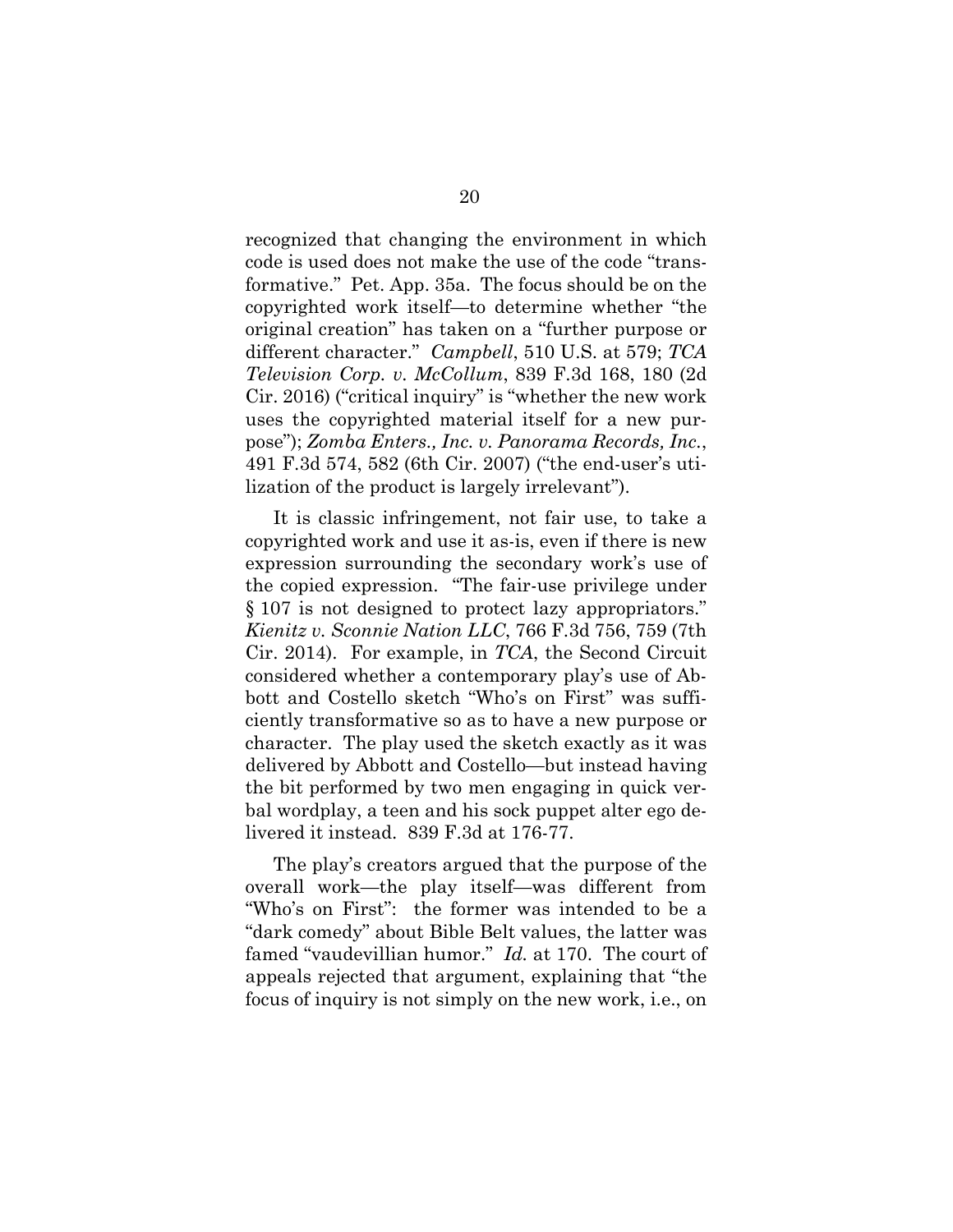recognized that changing the environment in which code is used does not make the use of the code "transformative." Pet. App. 35a. The focus should be on the copyrighted work itself—to determine whether "the original creation" has taken on a "further purpose or different character." *Campbell*, 510 U.S. at 579; *TCA Television Corp. v. McCollum*, 839 F.3d 168, 180 (2d Cir. 2016) ("critical inquiry" is "whether the new work uses the copyrighted material itself for a new purpose"); *Zomba Enters., Inc. v. Panorama Records, Inc.*, 491 F.3d 574, 582 (6th Cir. 2007) ("the end-user's utilization of the product is largely irrelevant").

It is classic infringement, not fair use, to take a copyrighted work and use it as-is, even if there is new expression surrounding the secondary work's use of the copied expression. "The fair-use privilege under § 107 is not designed to protect lazy appropriators." *Kienitz v. Sconnie Nation LLC*, 766 F.3d 756, 759 (7th Cir. 2014). For example, in *TCA*, the Second Circuit considered whether a contemporary play's use of Abbott and Costello sketch "Who's on First" was sufficiently transformative so as to have a new purpose or character. The play used the sketch exactly as it was delivered by Abbott and Costello—but instead having the bit performed by two men engaging in quick verbal wordplay, a teen and his sock puppet alter ego delivered it instead. 839 F.3d at 176-77.

The play's creators argued that the purpose of the overall work—the play itself—was different from "Who's on First": the former was intended to be a "dark comedy" about Bible Belt values, the latter was famed "vaudevillian humor." *Id.* at 170. The court of appeals rejected that argument, explaining that "the focus of inquiry is not simply on the new work, i.e., on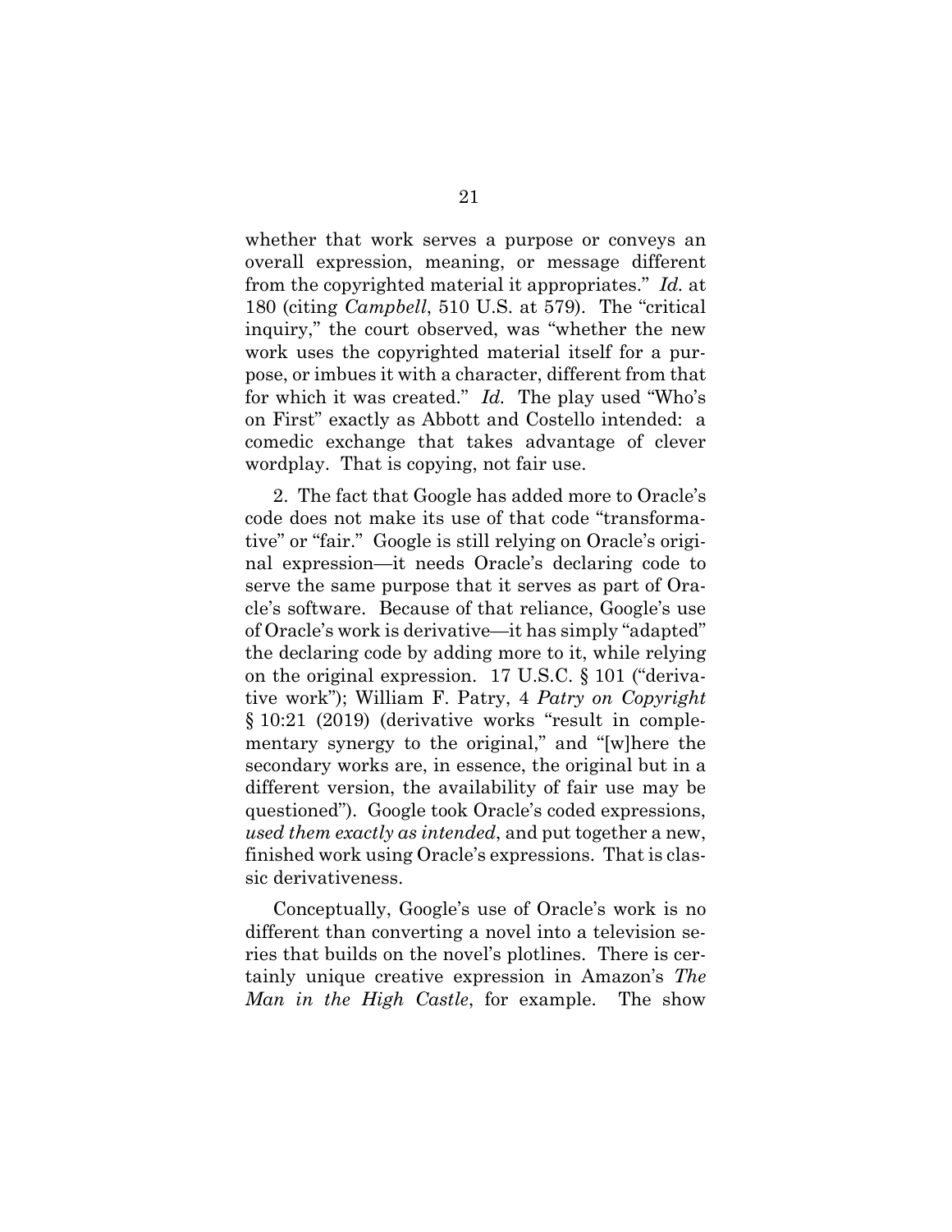whether that work serves a purpose or conveys an overall expression, meaning, or message different from the copyrighted material it appropriates." *Id.* at 180 (citing *Campbell*, 510 U.S. at 579). The "critical inquiry," the court observed, was "whether the new work uses the copyrighted material itself for a purpose, or imbues it with a character, different from that for which it was created." *Id.* The play used "Who's on First" exactly as Abbott and Costello intended: a comedic exchange that takes advantage of clever wordplay. That is copying, not fair use.

2. The fact that Google has added more to Oracle's code does not make its use of that code "transformative" or "fair." Google is still relying on Oracle's original expression—it needs Oracle's declaring code to serve the same purpose that it serves as part of Oracle's software. Because of that reliance, Google's use of Oracle's work is derivative—it has simply "adapted" the declaring code by adding more to it, while relying on the original expression. 17 U.S.C. § 101 ("derivative work"); William F. Patry, 4 *Patry on Copyright* § 10:21 (2019) (derivative works "result in complementary synergy to the original," and "[w]here the secondary works are, in essence, the original but in a different version, the availability of fair use may be questioned"). Google took Oracle's coded expressions, *used them exactly as intended*, and put together a new, finished work using Oracle's expressions. That is classic derivativeness.

Conceptually, Google's use of Oracle's work is no different than converting a novel into a television series that builds on the novel's plotlines. There is certainly unique creative expression in Amazon's *The Man in the High Castle*, for example. The show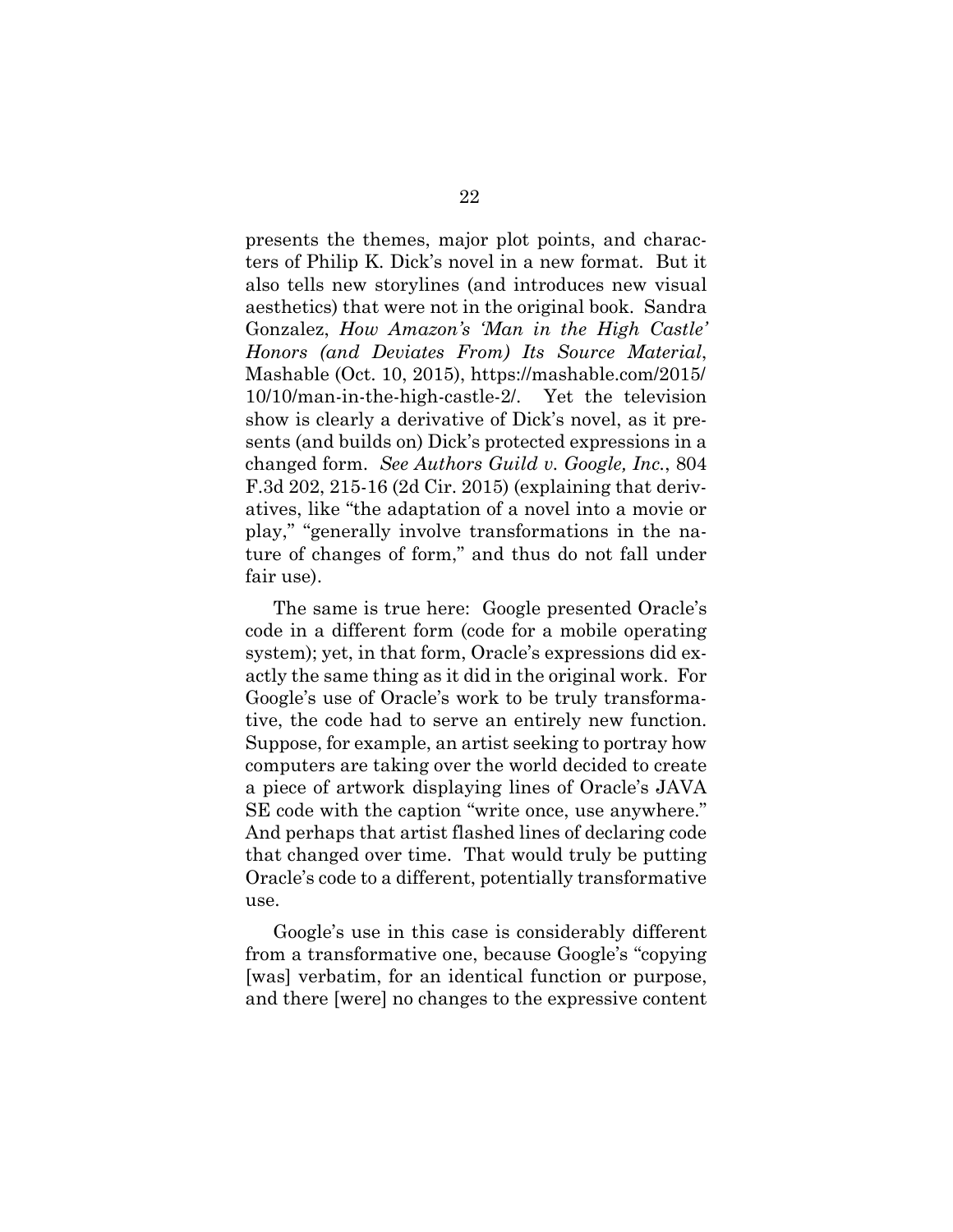presents the themes, major plot points, and characters of Philip K. Dick's novel in a new format. But it also tells new storylines (and introduces new visual aesthetics) that were not in the original book. Sandra Gonzalez, *How Amazon's 'Man in the High Castle' Honors (and Deviates From) Its Source Material*, Mashable (Oct. 10, 2015), https://mashable.com/2015/10/10/man-in-the-high-castle-2/. Yet the television show is clearly a derivative of Dick's novel, as it presents (and builds on) Dick's protected expressions in a changed form. *See Authors Guild v. Google, Inc.*, 804 F.3d 202, 215-16 (2d Cir. 2015) (explaining that derivatives, like "the adaptation of a novel into a movie or play," "generally involve transformations in the nature of changes of form," and thus do not fall under fair use).

The same is true here: Google presented Oracle's code in a different form (code for a mobile operating system); yet, in that form, Oracle's expressions did exactly the same thing as it did in the original work. For Google's use of Oracle's work to be truly transformative, the code had to serve an entirely new function. Suppose, for example, an artist seeking to portray how computers are taking over the world decided to create a piece of artwork displaying lines of Oracle's JAVA SE code with the caption "write once, use anywhere." And perhaps that artist flashed lines of declaring code that changed over time. That would truly be putting Oracle's code to a different, potentially transformative use.

Google's use in this case is considerably different from a transformative one, because Google's "copying [was] verbatim, for an identical function or purpose, and there [were] no changes to the expressive content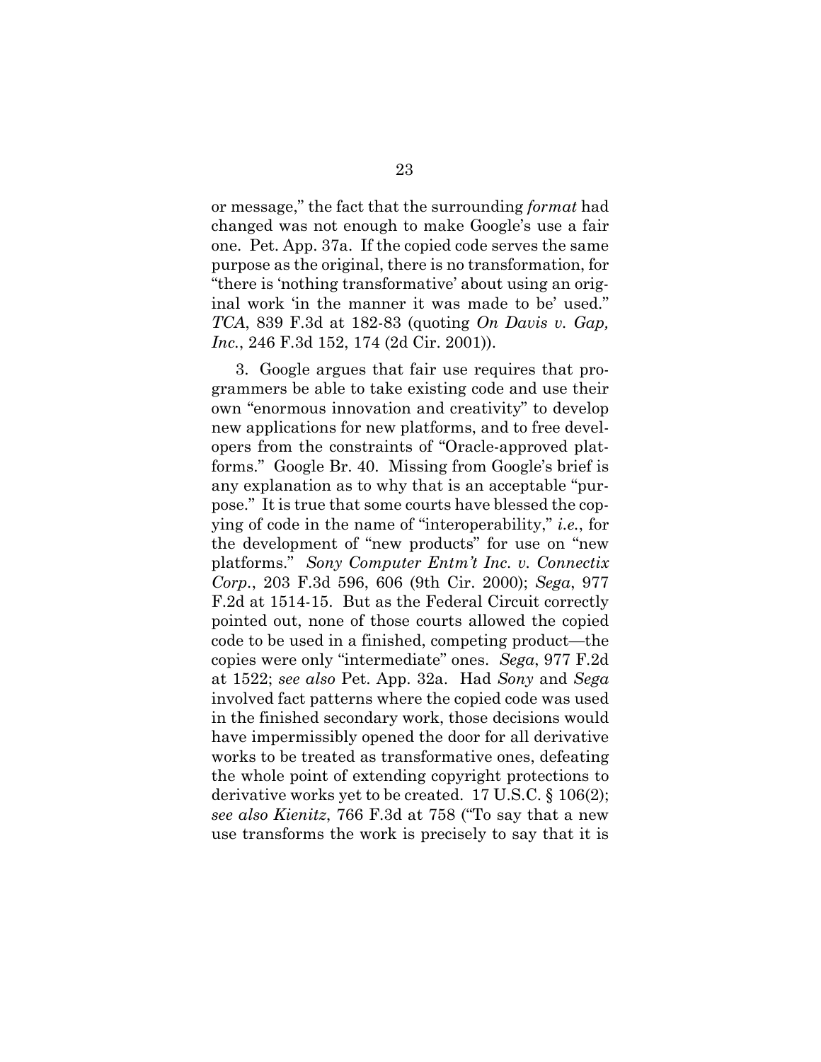or message," the fact that the surrounding *format* had changed was not enough to make Google's use a fair one. Pet. App. 37a. If the copied code serves the same purpose as the original, there is no transformation, for "there is 'nothing transformative' about using an original work 'in the manner it was made to be' used." *TCA*, 839 F.3d at 182-83 (quoting *On Davis v. Gap, Inc.*, 246 F.3d 152, 174 (2d Cir. 2001)).

3. Google argues that fair use requires that programmers be able to take existing code and use their own "enormous innovation and creativity" to develop new applications for new platforms, and to free developers from the constraints of "Oracle-approved platforms." Google Br. 40. Missing from Google's brief is any explanation as to why that is an acceptable "purpose." It is true that some courts have blessed the copying of code in the name of "interoperability," *i.e.*, for the development of "new products" for use on "new platforms." *Sony Computer Entm't Inc. v. Connectix Corp.*, 203 F.3d 596, 606 (9th Cir. 2000); *Sega*, 977 F.2d at 1514-15. But as the Federal Circuit correctly pointed out, none of those courts allowed the copied code to be used in a finished, competing product—the copies were only "intermediate" ones. *Sega*, 977 F.2d at 1522; *see also* Pet. App. 32a. Had *Sony* and *Sega* involved fact patterns where the copied code was used in the finished secondary work, those decisions would have impermissibly opened the door for all derivative works to be treated as transformative ones, defeating the whole point of extending copyright protections to derivative works yet to be created. 17 U.S.C. § 106(2); *see also Kienitz*, 766 F.3d at 758 ("To say that a new use transforms the work is precisely to say that it is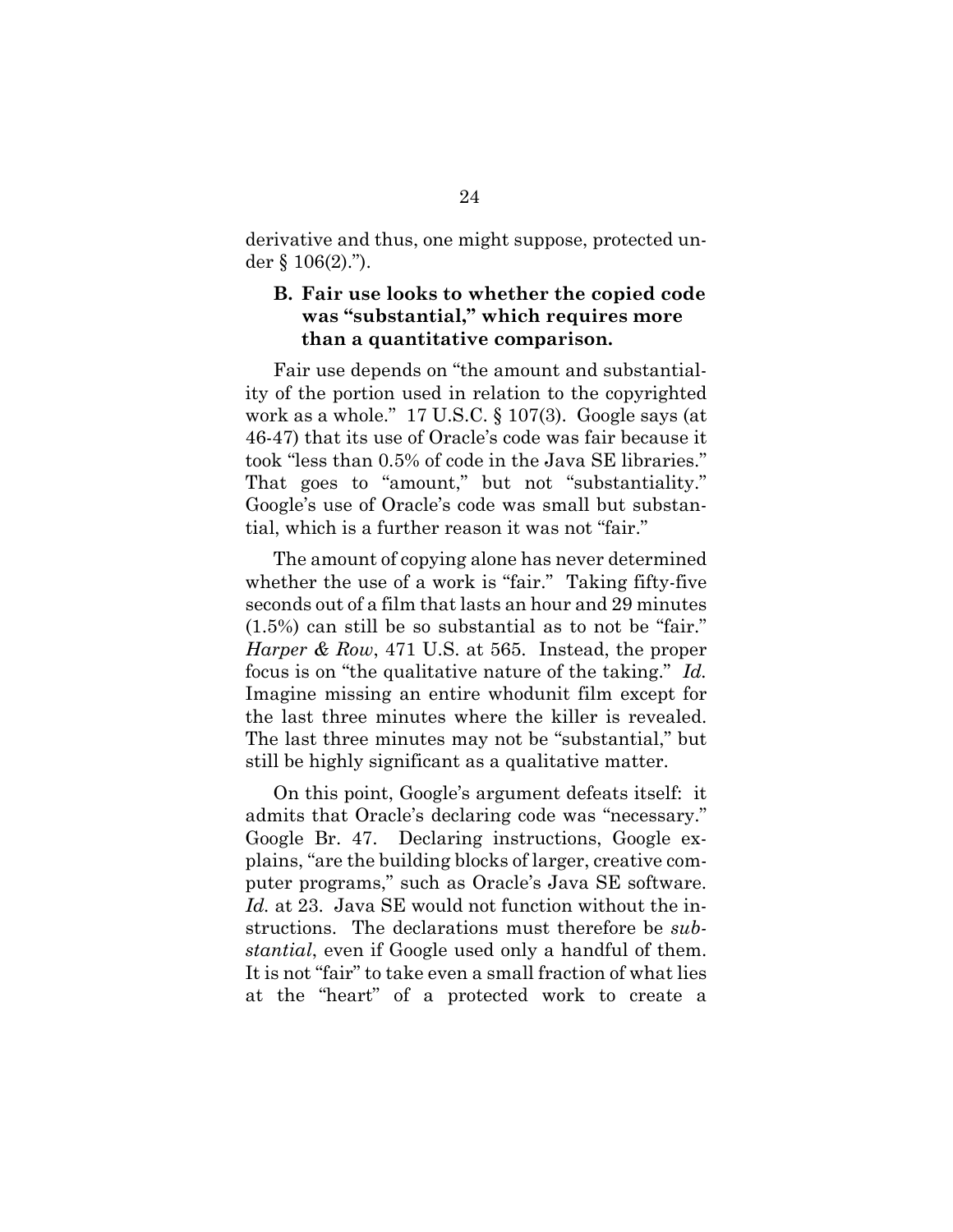derivative and thus, one might suppose, protected under § 106(2).").

### B. Fair use looks to whether the copied code was "substantial," which requires more than a quantitative comparison.

Fair use depends on "the amount and substantiality of the portion used in relation to the copyrighted work as a whole." 17 U.S.C. § 107(3). Google says (at 46-47) that its use of Oracle's code was fair because it took "less than 0.5% of code in the Java SE libraries." That goes to "amount," but not "substantiality." Google's use of Oracle's code was small but substantial, which is a further reason it was not "fair."

The amount of copying alone has never determined whether the use of a work is "fair." Taking fifty-five seconds out of a film that lasts an hour and 29 minutes (1.5%) can still be so substantial as to not be "fair." *Harper & Row*, 471 U.S. at 565. Instead, the proper focus is on "the qualitative nature of the taking." *Id.* Imagine missing an entire whodunit film except for the last three minutes where the killer is revealed. The last three minutes may not be "substantial," but still be highly significant as a qualitative matter.

On this point, Google's argument defeats itself: it admits that Oracle's declaring code was "necessary." Google Br. 47. Declaring instructions, Google explains, "are the building blocks of larger, creative computer programs," such as Oracle's Java SE software. *Id.* at 23. Java SE would not function without the instructions. The declarations must therefore be *substantial*, even if Google used only a handful of them. It is not "fair" to take even a small fraction of what lies at the "heart" of a protected work to create a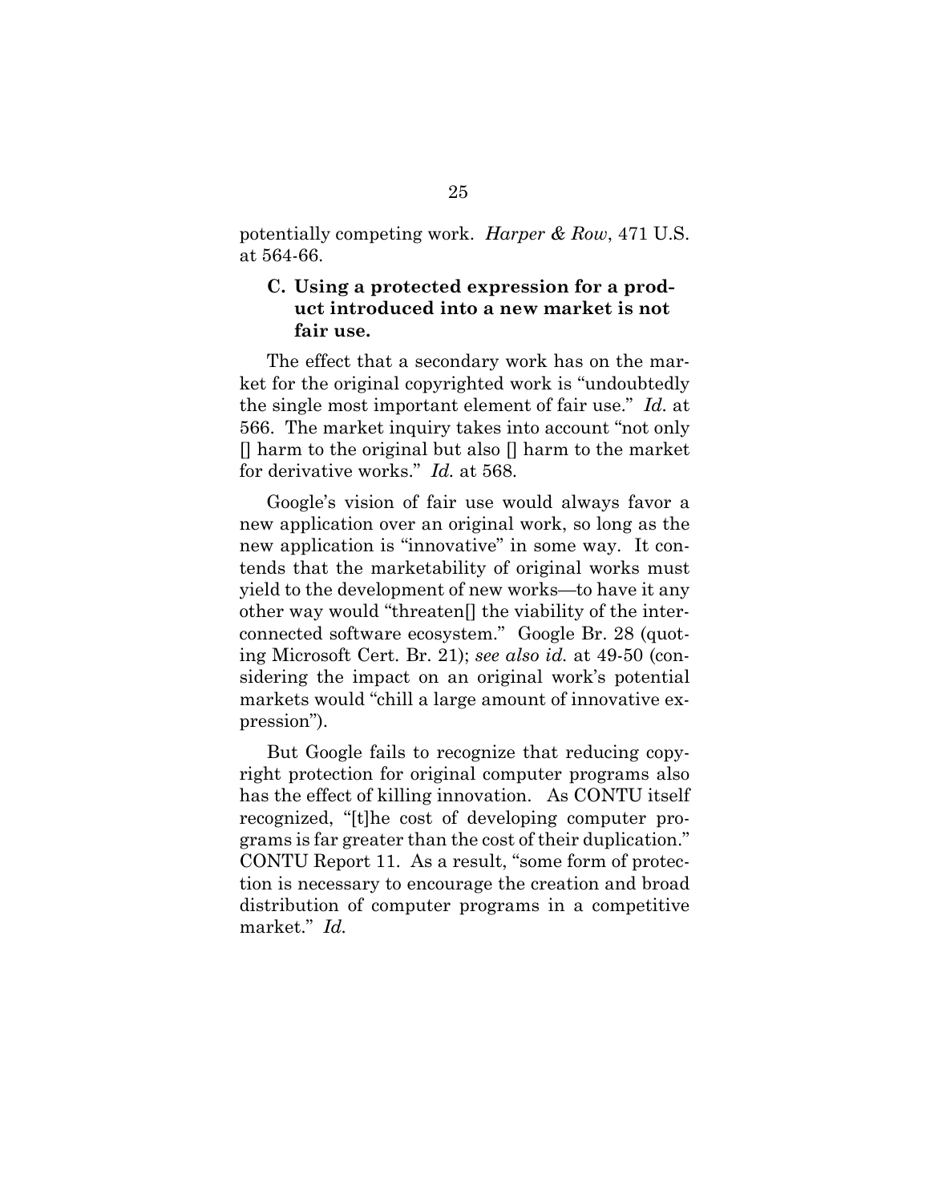potentially competing work. *Harper & Row*, 471 U.S. at 564-66.

### C. Using a protected expression for a product introduced into a new market is not fair use.

The effect that a secondary work has on the market for the original copyrighted work is "undoubtedly the single most important element of fair use." *Id.* at 566. The market inquiry takes into account "not only [] harm to the original but also [] harm to the market for derivative works." *Id.* at 568.

Google's vision of fair use would always favor a new application over an original work, so long as the new application is "innovative" in some way. It contends that the marketability of original works must yield to the development of new works—to have it any other way would "threaten[] the viability of the interconnected software ecosystem." Google Br. 28 (quoting Microsoft Cert. Br. 21); *see also id.* at 49-50 (considering the impact on an original work's potential markets would "chill a large amount of innovative expression").

But Google fails to recognize that reducing copyright protection for original computer programs also has the effect of killing innovation. As CONTU itself recognized, "[t]he cost of developing computer programs is far greater than the cost of their duplication." CONTU Report 11. As a result, "some form of protection is necessary to encourage the creation and broad distribution of computer programs in a competitive market." *Id.*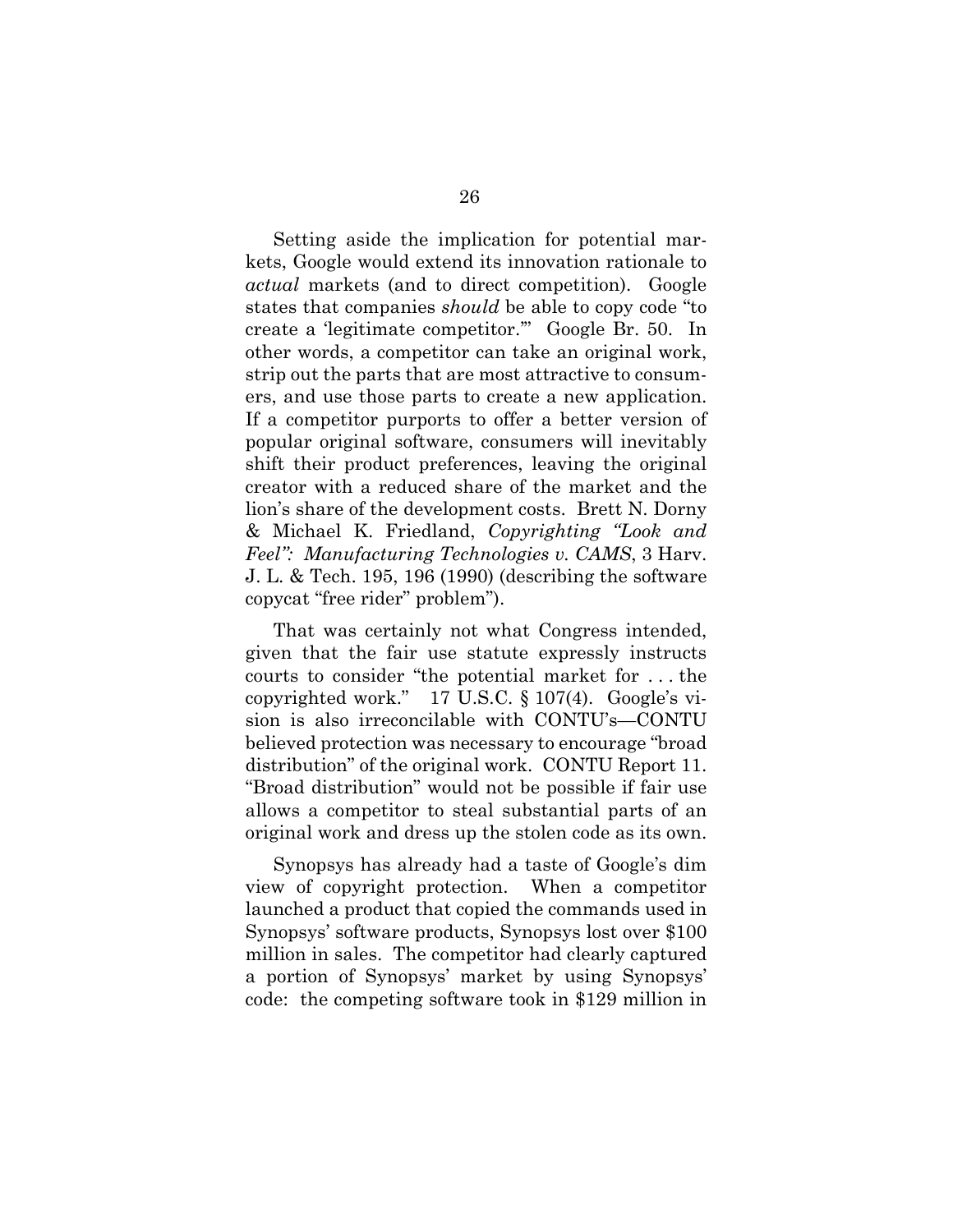Setting aside the implication for potential markets, Google would extend its innovation rationale to *actual* markets (and to direct competition). Google states that companies *should* be able to copy code "to create a 'legitimate competitor.'" Google Br. 50. In other words, a competitor can take an original work, strip out the parts that are most attractive to consumers, and use those parts to create a new application. If a competitor purports to offer a better version of popular original software, consumers will inevitably shift their product preferences, leaving the original creator with a reduced share of the market and the lion's share of the development costs. Brett N. Dorny & Michael K. Friedland, *Copyrighting "Look and Feel": Manufacturing Technologies v. CAMS*, 3 Harv. J. L. & Tech. 195, 196 (1990) (describing the software copycat "free rider" problem").

That was certainly not what Congress intended, given that the fair use statute expressly instructs courts to consider "the potential market for . . . the copyrighted work." 17 U.S.C. § 107(4). Google's vision is also irreconcilable with CONTU's—CONTU believed protection was necessary to encourage "broad distribution" of the original work. CONTU Report 11. "Broad distribution" would not be possible if fair use allows a competitor to steal substantial parts of an original work and dress up the stolen code as its own.

Synopsys has already had a taste of Google's dim view of copyright protection. When a competitor launched a product that copied the commands used in Synopsys' software products, Synopsys lost over $100 million in sales. The competitor had clearly captured a portion of Synopsys' market by using Synopsys' code: the competing software took in $129 million in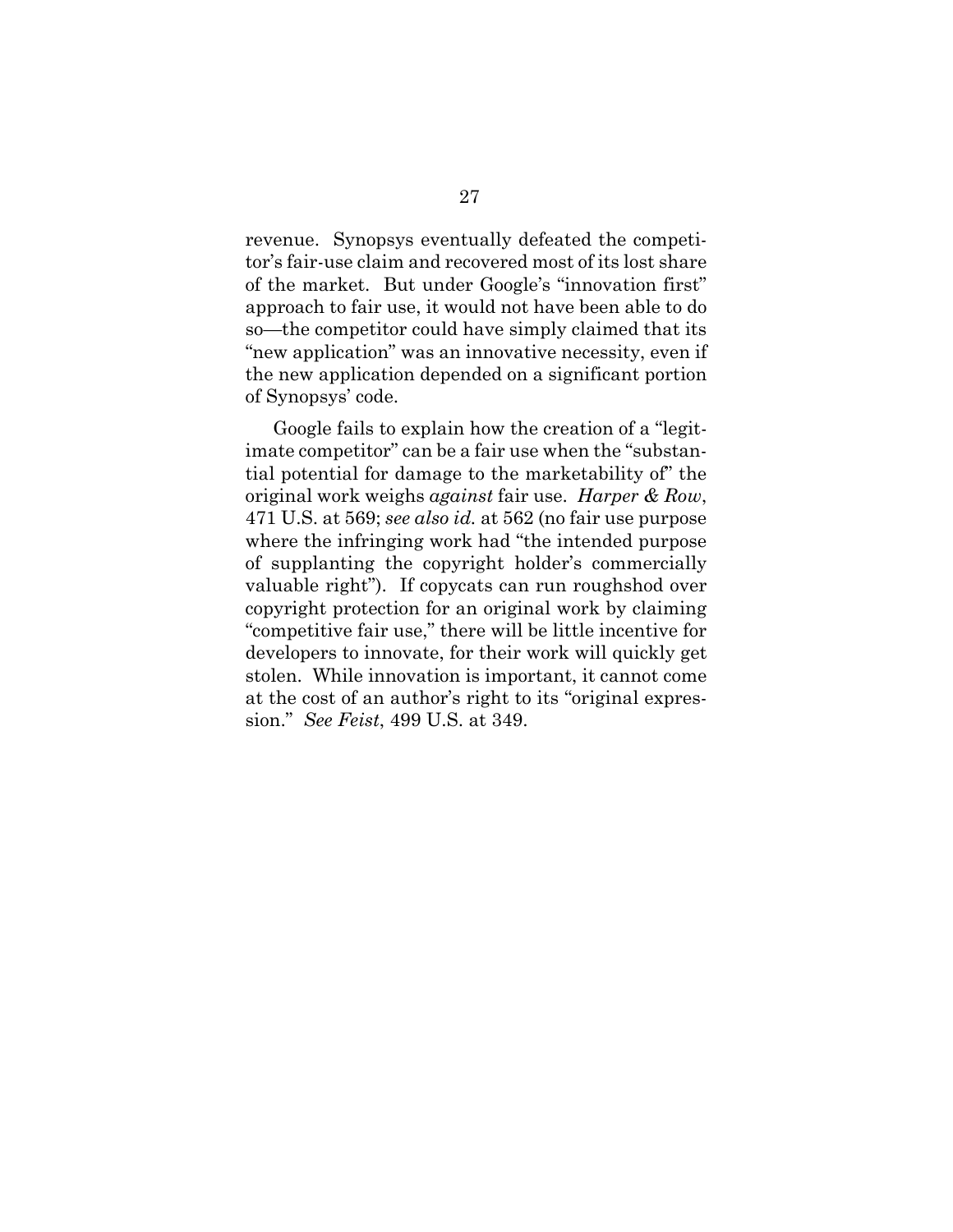revenue. Synopsys eventually defeated the competitor's fair-use claim and recovered most of its lost share of the market. But under Google's "innovation first" approach to fair use, it would not have been able to do so—the competitor could have simply claimed that its "new application" was an innovative necessity, even if the new application depended on a significant portion of Synopsys' code.

Google fails to explain how the creation of a "legitimate competitor" can be a fair use when the "substantial potential for damage to the marketability of" the original work weighs *against* fair use. *Harper & Row*, 471 U.S. at 569; *see also id.* at 562 (no fair use purpose where the infringing work had "the intended purpose of supplanting the copyright holder's commercially valuable right"). If copycats can run roughshod over copyright protection for an original work by claiming "competitive fair use," there will be little incentive for developers to innovate, for their work will quickly get stolen. While innovation is important, it cannot come at the cost of an author's right to its "original expression." *See Feist*, 499 U.S. at 349.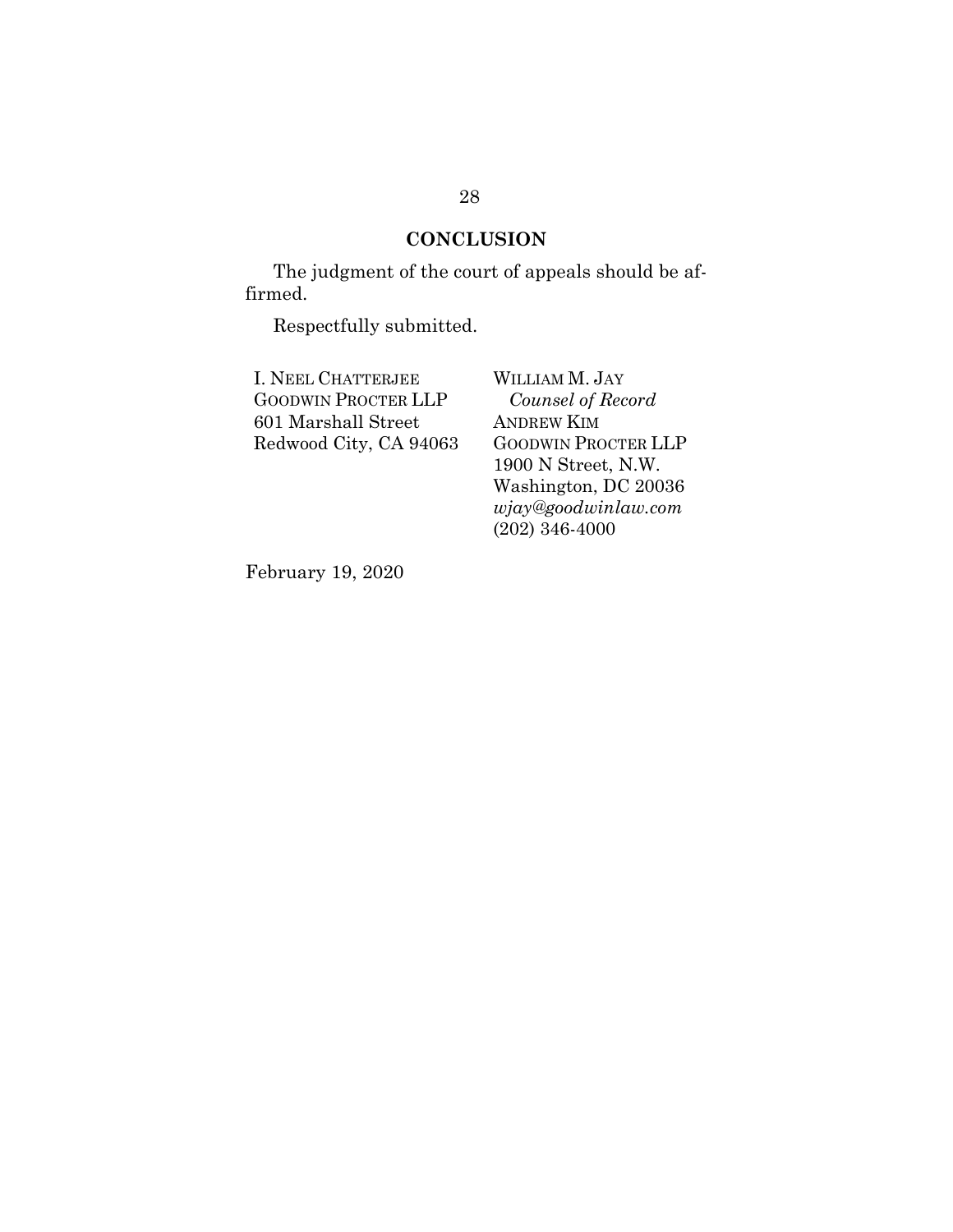## CONCLUSION

The judgment of the court of appeals should be affirmed.

Respectfully submitted.

I. NEEL CHATTERJEE
GOODWIN PROCTER LLP
601 Marshall Street
Redwood City, CA 94063

WILLIAM M. JAY
*Counsel of Record*
ANDREW KIM
GOODWIN PROCTER LLP
1900 N Street, N.W.
Washington, DC 20036
*wjay@goodwinlaw.com*
(202) 346-4000

February 19, 2020